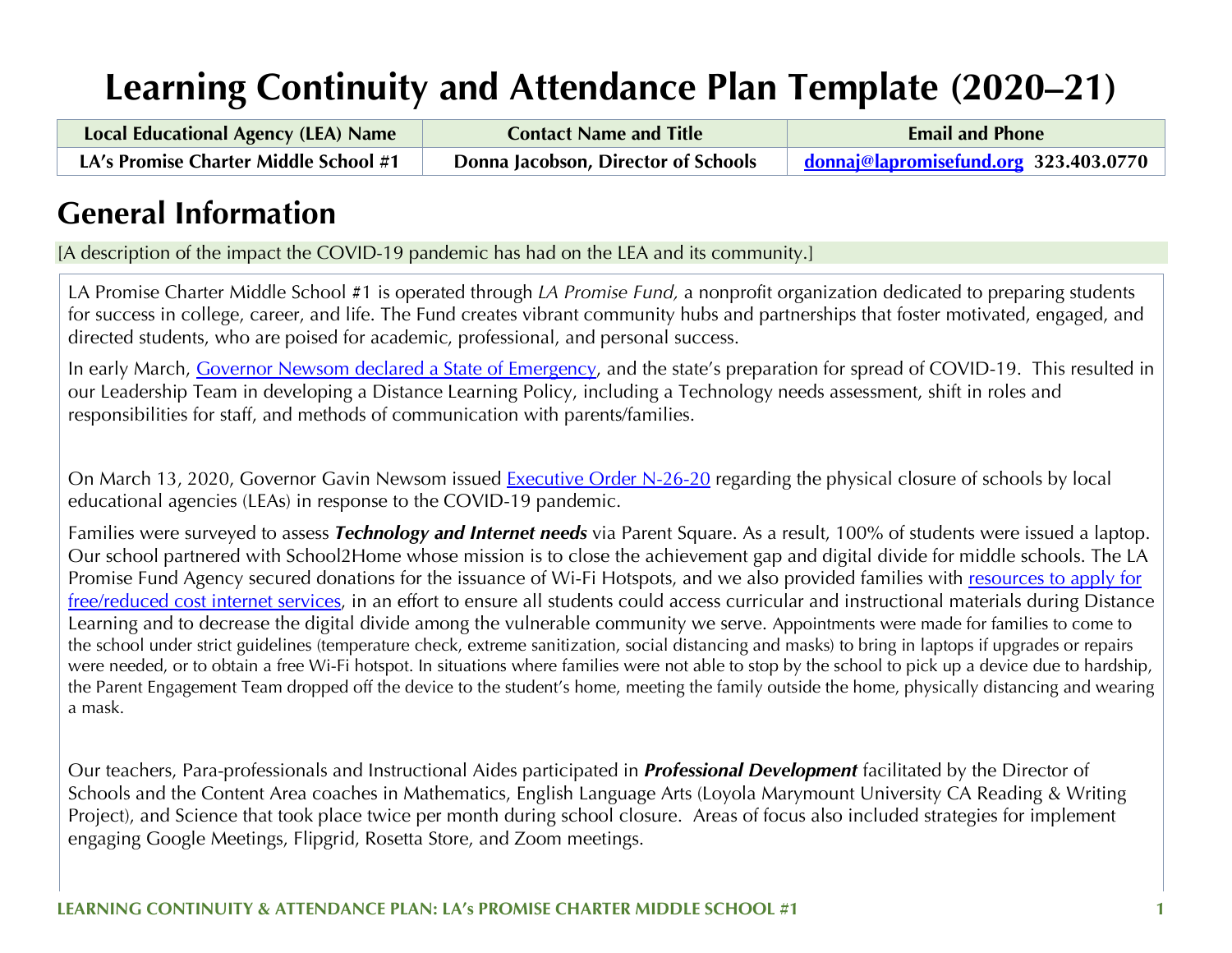# Learning Continuity and Attendance Plan Template (2020–21)

| Local Educational Agency (LEA) Name | Contact Name and Title | Email and Phone |
|---|---|---|
| **LA's Promise Charter Middle School #1** | **Donna Jacobson, Director of Schools** | **donnaj@lapromisefund.org 323.403.0770** |

## General Information

[A description of the impact the COVID-19 pandemic has had on the LEA and its community.]

LA Promise Charter Middle School #1 is operated through *LA Promise Fund,* a nonprofit organization dedicated to preparing students for success in college, career, and life. The Fund creates vibrant community hubs and partnerships that foster motivated, engaged, and directed students, who are poised for academic, professional, and personal success.

In early March, Governor Newsom declared a State of Emergency, and the state's preparation for spread of COVID-19. This resulted in our Leadership Team in developing a Distance Learning Policy, including a Technology needs assessment, shift in roles and responsibilities for staff, and methods of communication with parents/families.

On March 13, 2020, Governor Gavin Newsom issued Executive Order N-26-20 regarding the physical closure of schools by local educational agencies (LEAs) in response to the COVID-19 pandemic.

Families were surveyed to assess ***Technology and Internet needs*** via Parent Square. As a result, 100% of students were issued a laptop. Our school partnered with School2Home whose mission is to close the achievement gap and digital divide for middle schools. The LA Promise Fund Agency secured donations for the issuance of Wi-Fi Hotspots, and we also provided families with resources to apply for free/reduced cost internet services, in an effort to ensure all students could access curricular and instructional materials during Distance Learning and to decrease the digital divide among the vulnerable community we serve. Appointments were made for families to come to the school under strict guidelines (temperature check, extreme sanitization, social distancing and masks) to bring in laptops if upgrades or repairs were needed, or to obtain a free Wi-Fi hotspot. In situations where families were not able to stop by the school to pick up a device due to hardship, the Parent Engagement Team dropped off the device to the student's home, meeting the family outside the home, physically distancing and wearing a mask.

Our teachers, Para-professionals and Instructional Aides participated in ***Professional Development*** facilitated by the Director of Schools and the Content Area coaches in Mathematics, English Language Arts (Loyola Marymount University CA Reading & Writing Project), and Science that took place twice per month during school closure. Areas of focus also included strategies for implement engaging Google Meetings, Flipgrid, Rosetta Store, and Zoom meetings.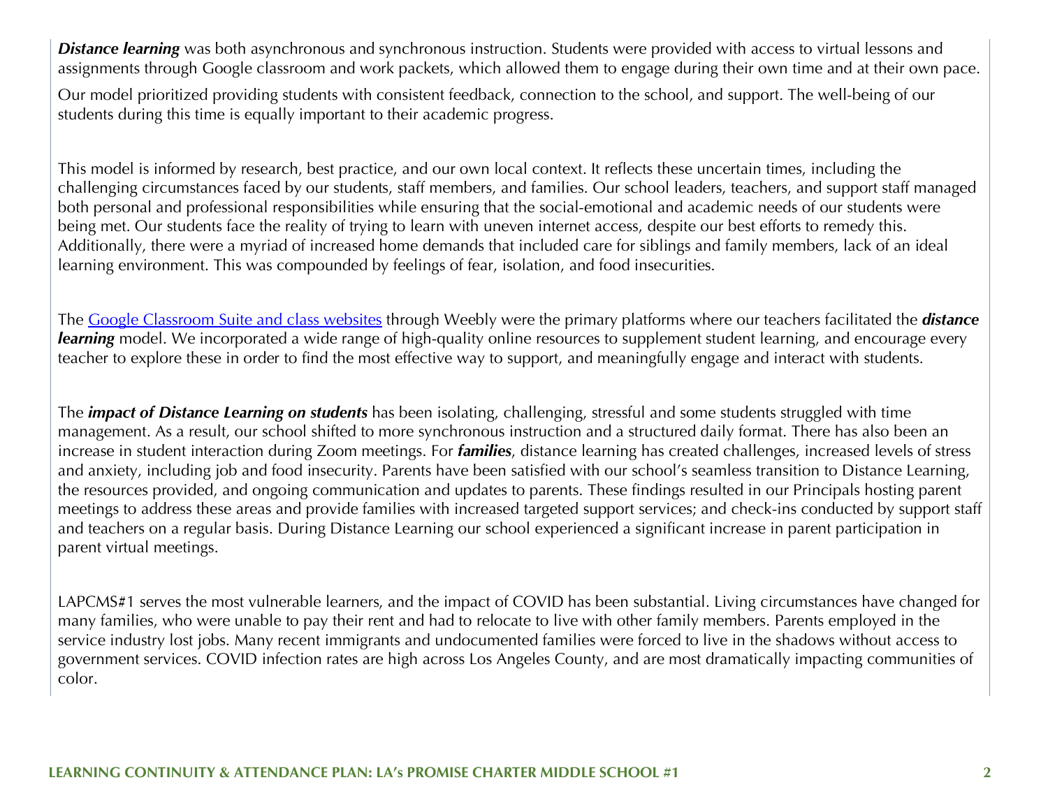***Distance learning*** was both asynchronous and synchronous instruction. Students were provided with access to virtual lessons and assignments through Google classroom and work packets, which allowed them to engage during their own time and at their own pace.

Our model prioritized providing students with consistent feedback, connection to the school, and support. The well-being of our students during this time is equally important to their academic progress.

This model is informed by research, best practice, and our own local context. It reflects these uncertain times, including the challenging circumstances faced by our students, staff members, and families. Our school leaders, teachers, and support staff managed both personal and professional responsibilities while ensuring that the social-emotional and academic needs of our students were being met. Our students face the reality of trying to learn with uneven internet access, despite our best efforts to remedy this. Additionally, there were a myriad of increased home demands that included care for siblings and family members, lack of an ideal learning environment. This was compounded by feelings of fear, isolation, and food insecurities.

The Google Classroom Suite and class websites through Weebly were the primary platforms where our teachers facilitated the ***distance learning*** model. We incorporated a wide range of high-quality online resources to supplement student learning, and encourage every teacher to explore these in order to find the most effective way to support, and meaningfully engage and interact with students.

The ***impact of Distance Learning on students*** has been isolating, challenging, stressful and some students struggled with time management. As a result, our school shifted to more synchronous instruction and a structured daily format. There has also been an increase in student interaction during Zoom meetings. For ***families***, distance learning has created challenges, increased levels of stress and anxiety, including job and food insecurity. Parents have been satisfied with our school's seamless transition to Distance Learning, the resources provided, and ongoing communication and updates to parents. These findings resulted in our Principals hosting parent meetings to address these areas and provide families with increased targeted support services; and check-ins conducted by support staff and teachers on a regular basis. During Distance Learning our school experienced a significant increase in parent participation in parent virtual meetings.

LAPCMS#1 serves the most vulnerable learners, and the impact of COVID has been substantial. Living circumstances have changed for many families, who were unable to pay their rent and had to relocate to live with other family members. Parents employed in the service industry lost jobs. Many recent immigrants and undocumented families were forced to live in the shadows without access to government services. COVID infection rates are high across Los Angeles County, and are most dramatically impacting communities of color.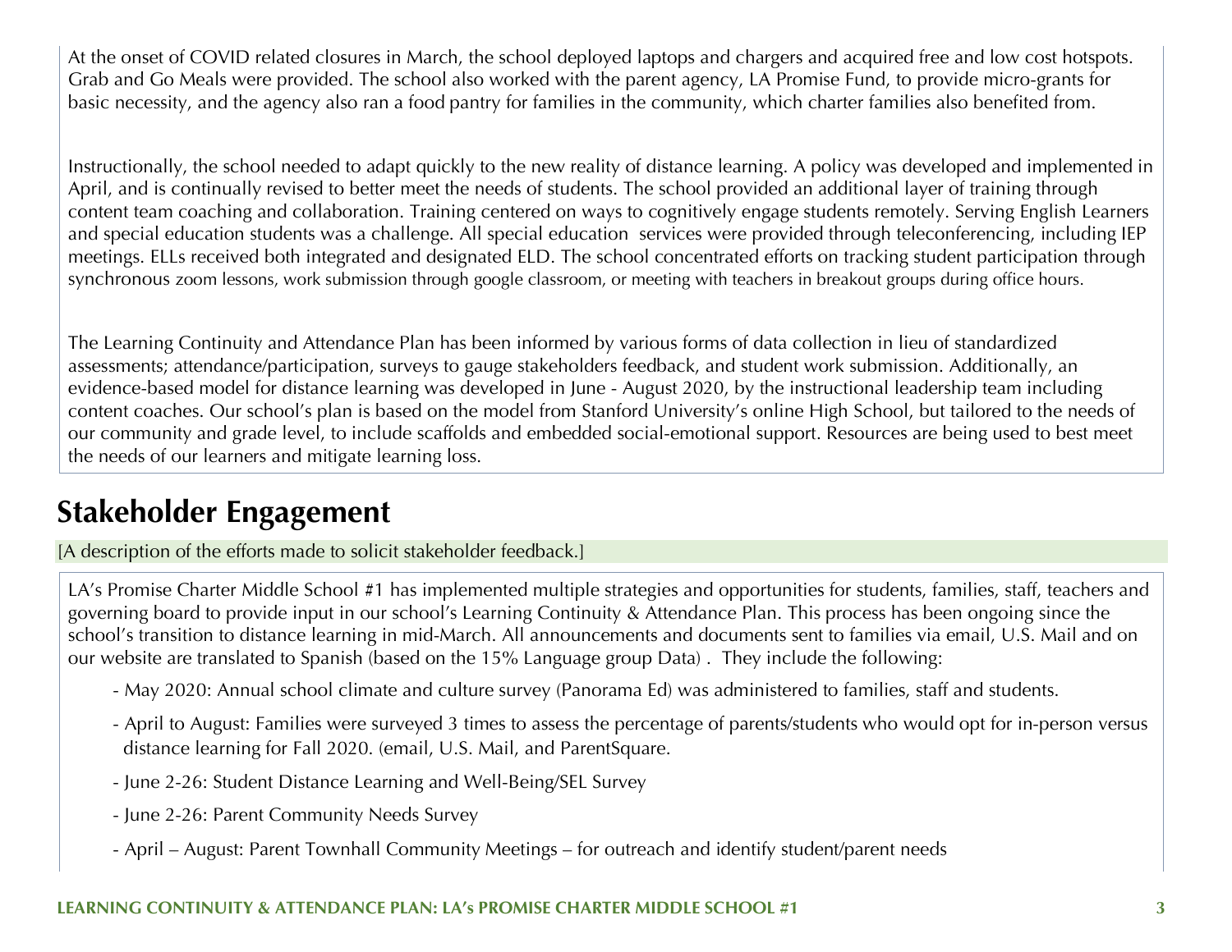At the onset of COVID related closures in March, the school deployed laptops and chargers and acquired free and low cost hotspots. Grab and Go Meals were provided. The school also worked with the parent agency, LA Promise Fund, to provide micro-grants for basic necessity, and the agency also ran a food pantry for families in the community, which charter families also benefited from.

Instructionally, the school needed to adapt quickly to the new reality of distance learning. A policy was developed and implemented in April, and is continually revised to better meet the needs of students. The school provided an additional layer of training through content team coaching and collaboration. Training centered on ways to cognitively engage students remotely. Serving English Learners and special education students was a challenge. All special education services were provided through teleconferencing, including IEP meetings. ELLs received both integrated and designated ELD. The school concentrated efforts on tracking student participation through synchronous zoom lessons, work submission through google classroom, or meeting with teachers in breakout groups during office hours.

The Learning Continuity and Attendance Plan has been informed by various forms of data collection in lieu of standardized assessments; attendance/participation, surveys to gauge stakeholders feedback, and student work submission. Additionally, an evidence-based model for distance learning was developed in June - August 2020, by the instructional leadership team including content coaches. Our school's plan is based on the model from Stanford University's online High School, but tailored to the needs of our community and grade level, to include scaffolds and embedded social-emotional support. Resources are being used to best meet the needs of our learners and mitigate learning loss.

## Stakeholder Engagement

[A description of the efforts made to solicit stakeholder feedback.]

LA's Promise Charter Middle School #1 has implemented multiple strategies and opportunities for students, families, staff, teachers and governing board to provide input in our school's Learning Continuity & Attendance Plan. This process has been ongoing since the school's transition to distance learning in mid-March. All announcements and documents sent to families via email, U.S. Mail and on our website are translated to Spanish (based on the 15% Language group Data) . They include the following:

- May 2020: Annual school climate and culture survey (Panorama Ed) was administered to families, staff and students.
- April to August: Families were surveyed 3 times to assess the percentage of parents/students who would opt for in-person versus distance learning for Fall 2020. (email, U.S. Mail, and ParentSquare.
- June 2-26: Student Distance Learning and Well-Being/SEL Survey
- June 2-26: Parent Community Needs Survey
- April – August: Parent Townhall Community Meetings – for outreach and identify student/parent needs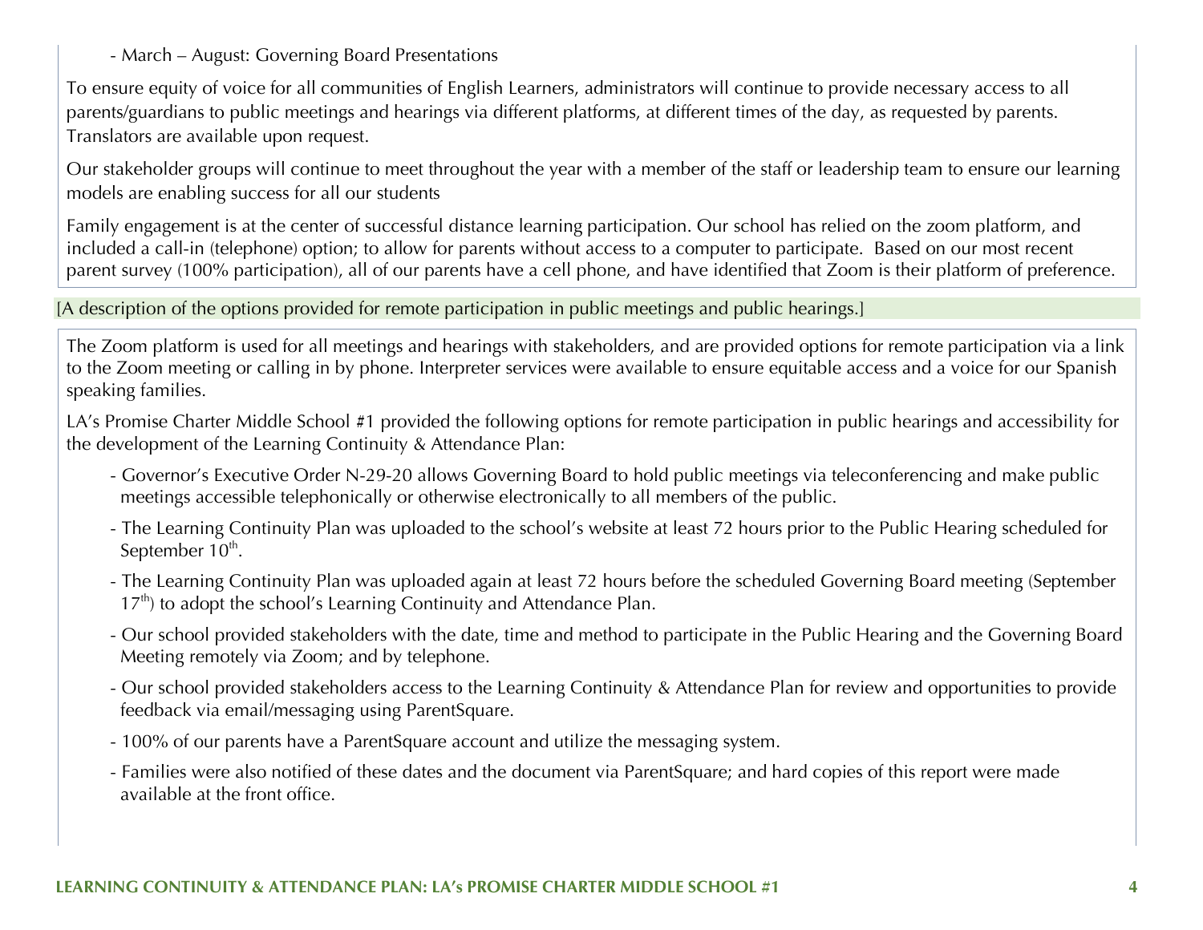- March – August: Governing Board Presentations

To ensure equity of voice for all communities of English Learners, administrators will continue to provide necessary access to all parents/guardians to public meetings and hearings via different platforms, at different times of the day, as requested by parents. Translators are available upon request.

Our stakeholder groups will continue to meet throughout the year with a member of the staff or leadership team to ensure our learning models are enabling success for all our students

Family engagement is at the center of successful distance learning participation. Our school has relied on the zoom platform, and included a call-in (telephone) option; to allow for parents without access to a computer to participate. Based on our most recent parent survey (100% participation), all of our parents have a cell phone, and have identified that Zoom is their platform of preference.

[A description of the options provided for remote participation in public meetings and public hearings.]

The Zoom platform is used for all meetings and hearings with stakeholders, and are provided options for remote participation via a link to the Zoom meeting or calling in by phone. Interpreter services were available to ensure equitable access and a voice for our Spanish speaking families.

LA's Promise Charter Middle School #1 provided the following options for remote participation in public hearings and accessibility for the development of the Learning Continuity & Attendance Plan:

- Governor's Executive Order N-29-20 allows Governing Board to hold public meetings via teleconferencing and make public meetings accessible telephonically or otherwise electronically to all members of the public.
- The Learning Continuity Plan was uploaded to the school's website at least 72 hours prior to the Public Hearing scheduled for September 10th.
- The Learning Continuity Plan was uploaded again at least 72 hours before the scheduled Governing Board meeting (September 17th) to adopt the school's Learning Continuity and Attendance Plan.
- Our school provided stakeholders with the date, time and method to participate in the Public Hearing and the Governing Board Meeting remotely via Zoom; and by telephone.
- Our school provided stakeholders access to the Learning Continuity & Attendance Plan for review and opportunities to provide feedback via email/messaging using ParentSquare.
- 100% of our parents have a ParentSquare account and utilize the messaging system.
- Families were also notified of these dates and the document via ParentSquare; and hard copies of this report were made available at the front office.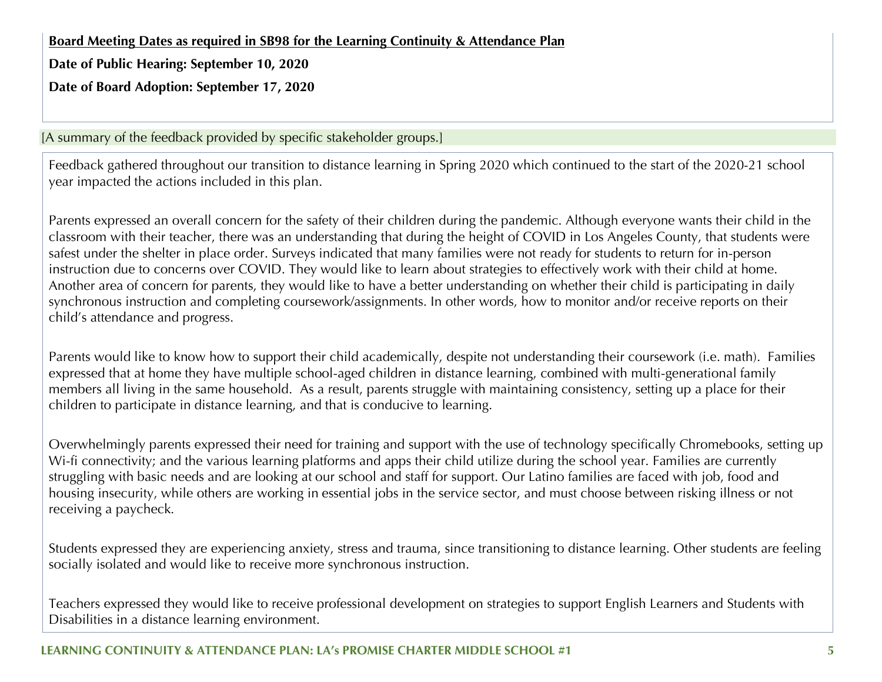**<u>Board Meeting Dates as required in SB98 for the Learning Continuity & Attendance Plan</u>**

**Date of Public Hearing: September 10, 2020**

**Date of Board Adoption: September 17, 2020**

[A summary of the feedback provided by specific stakeholder groups.]

Feedback gathered throughout our transition to distance learning in Spring 2020 which continued to the start of the 2020-21 school year impacted the actions included in this plan.

Parents expressed an overall concern for the safety of their children during the pandemic. Although everyone wants their child in the classroom with their teacher, there was an understanding that during the height of COVID in Los Angeles County, that students were safest under the shelter in place order. Surveys indicated that many families were not ready for students to return for in-person instruction due to concerns over COVID. They would like to learn about strategies to effectively work with their child at home. Another area of concern for parents, they would like to have a better understanding on whether their child is participating in daily synchronous instruction and completing coursework/assignments. In other words, how to monitor and/or receive reports on their child's attendance and progress.

Parents would like to know how to support their child academically, despite not understanding their coursework (i.e. math). Families expressed that at home they have multiple school-aged children in distance learning, combined with multi-generational family members all living in the same household. As a result, parents struggle with maintaining consistency, setting up a place for their children to participate in distance learning, and that is conducive to learning.

Overwhelmingly parents expressed their need for training and support with the use of technology specifically Chromebooks, setting up Wi-fi connectivity; and the various learning platforms and apps their child utilize during the school year. Families are currently struggling with basic needs and are looking at our school and staff for support. Our Latino families are faced with job, food and housing insecurity, while others are working in essential jobs in the service sector, and must choose between risking illness or not receiving a paycheck.

Students expressed they are experiencing anxiety, stress and trauma, since transitioning to distance learning. Other students are feeling socially isolated and would like to receive more synchronous instruction.

Teachers expressed they would like to receive professional development on strategies to support English Learners and Students with Disabilities in a distance learning environment.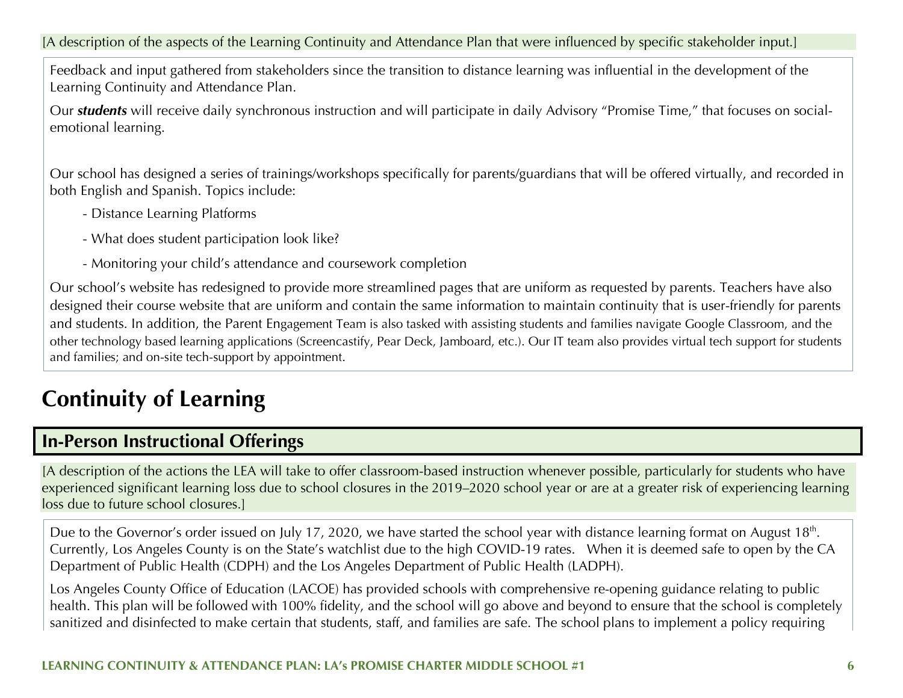[A description of the aspects of the Learning Continuity and Attendance Plan that were influenced by specific stakeholder input.]

Feedback and input gathered from stakeholders since the transition to distance learning was influential in the development of the Learning Continuity and Attendance Plan.

Our ***students*** will receive daily synchronous instruction and will participate in daily Advisory "Promise Time," that focuses on social-emotional learning.

Our school has designed a series of trainings/workshops specifically for parents/guardians that will be offered virtually, and recorded in both English and Spanish. Topics include:

- Distance Learning Platforms
- What does student participation look like?
- Monitoring your child's attendance and coursework completion

Our school's website has redesigned to provide more streamlined pages that are uniform as requested by parents. Teachers have also designed their course website that are uniform and contain the same information to maintain continuity that is user-friendly for parents and students. In addition, the Parent Engagement Team is also tasked with assisting students and families navigate Google Classroom, and the other technology based learning applications (Screencastify, Pear Deck, Jamboard, etc.). Our IT team also provides virtual tech support for students and families; and on-site tech-support by appointment.

# Continuity of Learning

## In-Person Instructional Offerings

[A description of the actions the LEA will take to offer classroom-based instruction whenever possible, particularly for students who have experienced significant learning loss due to school closures in the 2019–2020 school year or are at a greater risk of experiencing learning loss due to future school closures.]

Due to the Governor's order issued on July 17, 2020, we have started the school year with distance learning format on August 18th. Currently, Los Angeles County is on the State's watchlist due to the high COVID-19 rates. When it is deemed safe to open by the CA Department of Public Health (CDPH) and the Los Angeles Department of Public Health (LADPH).

Los Angeles County Office of Education (LACOE) has provided schools with comprehensive re-opening guidance relating to public health. This plan will be followed with 100% fidelity, and the school will go above and beyond to ensure that the school is completely sanitized and disinfected to make certain that students, staff, and families are safe. The school plans to implement a policy requiring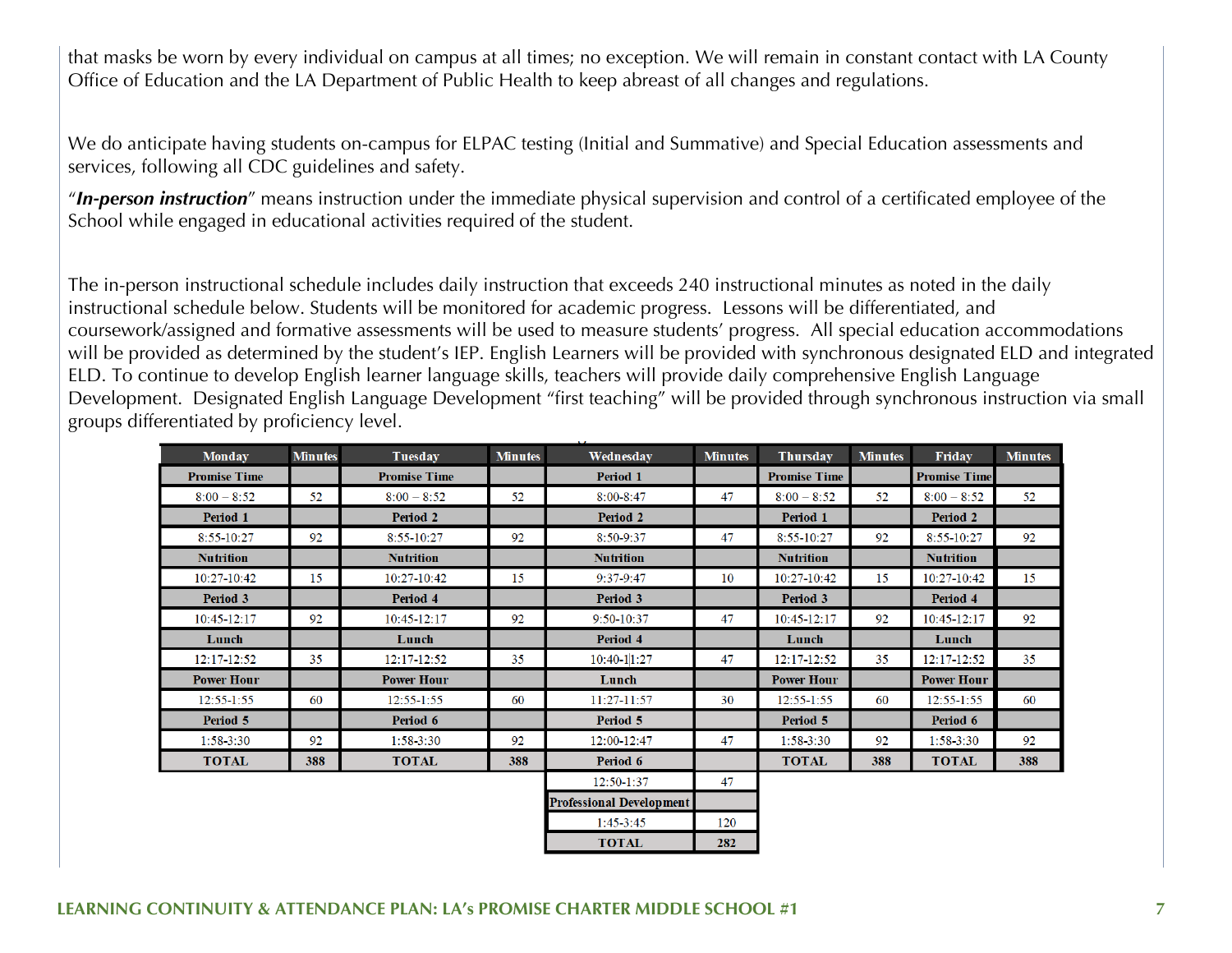that masks be worn by every individual on campus at all times; no exception. We will remain in constant contact with LA County Office of Education and the LA Department of Public Health to keep abreast of all changes and regulations.

We do anticipate having students on-campus for ELPAC testing (Initial and Summative) and Special Education assessments and services, following all CDC guidelines and safety.

"***In-person instruction***" means instruction under the immediate physical supervision and control of a certificated employee of the School while engaged in educational activities required of the student.

The in-person instructional schedule includes daily instruction that exceeds 240 instructional minutes as noted in the daily instructional schedule below. Students will be monitored for academic progress. Lessons will be differentiated, and coursework/assigned and formative assessments will be used to measure students' progress. All special education accommodations will be provided as determined by the student's IEP. English Learners will be provided with synchronous designated ELD and integrated ELD. To continue to develop English learner language skills, teachers will provide daily comprehensive English Language Development. Designated English Language Development "first teaching" will be provided through synchronous instruction via small groups differentiated by proficiency level.

| Monday | Minutes | Tuesday | Minutes | Wednesday | Minutes | Thursday | Minutes | Friday | Minutes |
|---|---|---|---|---|---|---|---|---|---|
| **Promise Time** | | **Promise Time** | | **Period 1** | | **Promise Time** | | **Promise Time** | |
| 8:00 – 8:52 | 52 | 8:00 – 8:52 | 52 | 8:00-8:47 | 47 | 8:00 – 8:52 | 52 | 8:00 – 8:52 | 52 |
| **Period 1** | | **Period 2** | | **Period 2** | | **Period 1** | | **Period 2** | |
| 8:55-10:27 | 92 | 8:55-10:27 | 92 | 8:50-9:37 | 47 | 8:55-10:27 | 92 | 8:55-10:27 | 92 |
| **Nutrition** | | **Nutrition** | | **Nutrition** | | **Nutrition** | | **Nutrition** | |
| 10:27-10:42 | 15 | 10:27-10:42 | 15 | 9:37-9:47 | 10 | 10:27-10:42 | 15 | 10:27-10:42 | 15 |
| **Period 3** | | **Period 4** | | **Period 3** | | **Period 3** | | **Period 4** | |
| 10:45-12:17 | 92 | 10:45-12:17 | 92 | 9:50-10:37 | 47 | 10:45-12:17 | 92 | 10:45-12:17 | 92 |
| **Lunch** | | **Lunch** | | **Period 4** | | **Lunch** | | **Lunch** | |
| 12:17-12:52 | 35 | 12:17-12:52 | 35 | 10:40-11:27 | 47 | 12:17-12:52 | 35 | 12:17-12:52 | 35 |
| **Power Hour** | | **Power Hour** | | **Lunch** | | **Power Hour** | | **Power Hour** | |
| 12:55-1:55 | 60 | 12:55-1:55 | 60 | 11:27-11:57 | 30 | 12:55-1:55 | 60 | 12:55-1:55 | 60 |
| **Period 5** | | **Period 6** | | **Period 5** | | **Period 5** | | **Period 6** | |
| 1:58-3:30 | 92 | 1:58-3:30 | 92 | 12:00-12:47 | 47 | 1:58-3:30 | 92 | 1:58-3:30 | 92 |
| **TOTAL** | **388** | **TOTAL** | **388** | **Period 6** | | **TOTAL** | **388** | **TOTAL** | **388** |
| | | | | 12:50-1:37 | 47 | | | | |
| | | | | **Professional Development** | | | | | |
| | | | | 1:45-3:45 | 120 | | | | |
| | | | | **TOTAL** | **282** | | | | |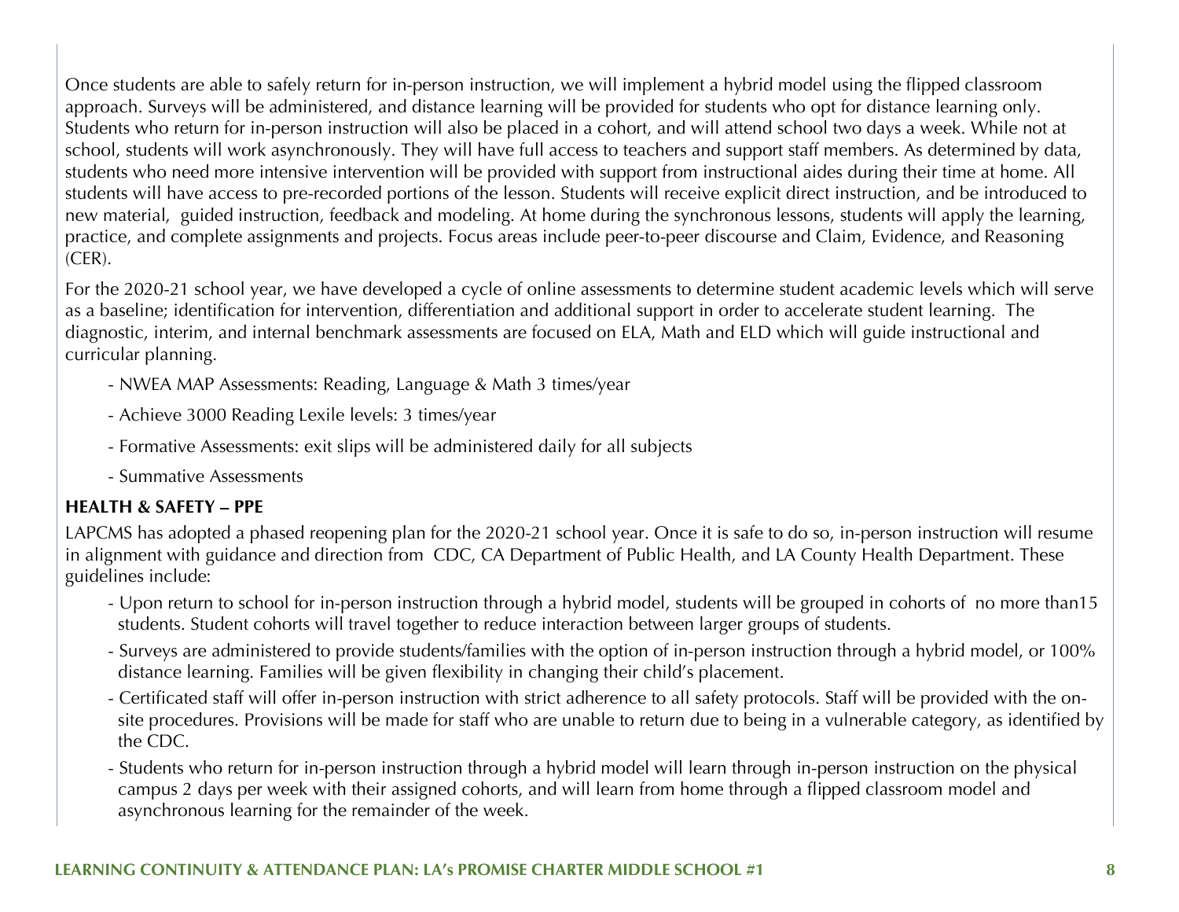Once students are able to safely return for in-person instruction, we will implement a hybrid model using the flipped classroom approach. Surveys will be administered, and distance learning will be provided for students who opt for distance learning only. Students who return for in-person instruction will also be placed in a cohort, and will attend school two days a week. While not at school, students will work asynchronously. They will have full access to teachers and support staff members. As determined by data, students who need more intensive intervention will be provided with support from instructional aides during their time at home. All students will have access to pre-recorded portions of the lesson. Students will receive explicit direct instruction, and be introduced to new material, guided instruction, feedback and modeling. At home during the synchronous lessons, students will apply the learning, practice, and complete assignments and projects. Focus areas include peer-to-peer discourse and Claim, Evidence, and Reasoning (CER).

For the 2020-21 school year, we have developed a cycle of online assessments to determine student academic levels which will serve as a baseline; identification for intervention, differentiation and additional support in order to accelerate student learning. The diagnostic, interim, and internal benchmark assessments are focused on ELA, Math and ELD which will guide instructional and curricular planning.

- NWEA MAP Assessments: Reading, Language & Math 3 times/year
- Achieve 3000 Reading Lexile levels: 3 times/year
- Formative Assessments: exit slips will be administered daily for all subjects
- Summative Assessments

**HEALTH & SAFETY – PPE**

LAPCMS has adopted a phased reopening plan for the 2020-21 school year. Once it is safe to do so, in-person instruction will resume in alignment with guidance and direction from CDC, CA Department of Public Health, and LA County Health Department. These guidelines include:

- Upon return to school for in-person instruction through a hybrid model, students will be grouped in cohorts of no more than15 students. Student cohorts will travel together to reduce interaction between larger groups of students.
- Surveys are administered to provide students/families with the option of in-person instruction through a hybrid model, or 100% distance learning. Families will be given flexibility in changing their child's placement.
- Certificated staff will offer in-person instruction with strict adherence to all safety protocols. Staff will be provided with the on-site procedures. Provisions will be made for staff who are unable to return due to being in a vulnerable category, as identified by the CDC.
- Students who return for in-person instruction through a hybrid model will learn through in-person instruction on the physical campus 2 days per week with their assigned cohorts, and will learn from home through a flipped classroom model and asynchronous learning for the remainder of the week.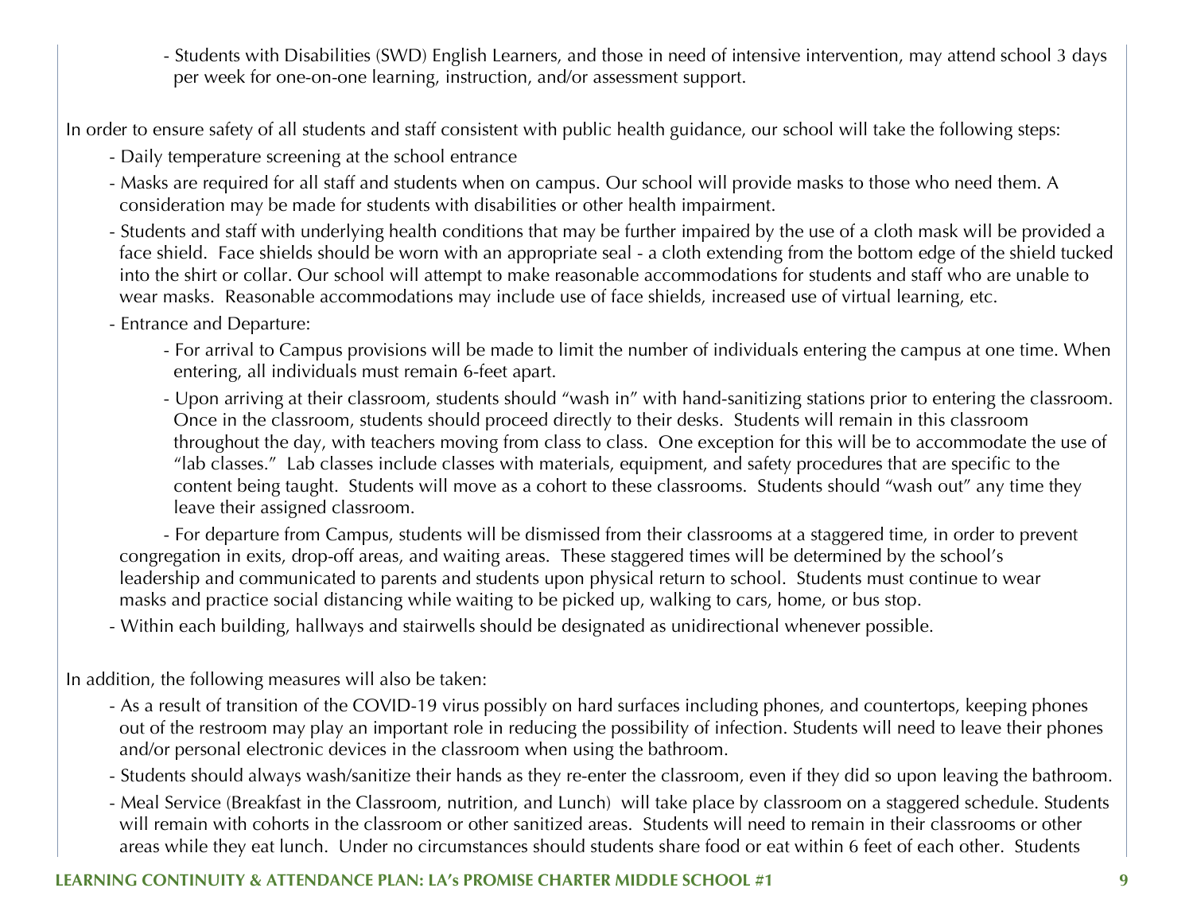- Students with Disabilities (SWD) English Learners, and those in need of intensive intervention, may attend school 3 days per week for one-on-one learning, instruction, and/or assessment support.

In order to ensure safety of all students and staff consistent with public health guidance, our school will take the following steps:

- Daily temperature screening at the school entrance
- Masks are required for all staff and students when on campus. Our school will provide masks to those who need them. A consideration may be made for students with disabilities or other health impairment.
- Students and staff with underlying health conditions that may be further impaired by the use of a cloth mask will be provided a face shield. Face shields should be worn with an appropriate seal - a cloth extending from the bottom edge of the shield tucked into the shirt or collar. Our school will attempt to make reasonable accommodations for students and staff who are unable to wear masks. Reasonable accommodations may include use of face shields, increased use of virtual learning, etc.
- Entrance and Departure:
    - For arrival to Campus provisions will be made to limit the number of individuals entering the campus at one time. When entering, all individuals must remain 6-feet apart.
    - Upon arriving at their classroom, students should "wash in" with hand-sanitizing stations prior to entering the classroom. Once in the classroom, students should proceed directly to their desks. Students will remain in this classroom throughout the day, with teachers moving from class to class. One exception for this will be to accommodate the use of "lab classes." Lab classes include classes with materials, equipment, and safety procedures that are specific to the content being taught. Students will move as a cohort to these classrooms. Students should "wash out" any time they leave their assigned classroom.
    - For departure from Campus, students will be dismissed from their classrooms at a staggered time, in order to prevent congregation in exits, drop-off areas, and waiting areas. These staggered times will be determined by the school's leadership and communicated to parents and students upon physical return to school. Students must continue to wear masks and practice social distancing while waiting to be picked up, walking to cars, home, or bus stop.
- Within each building, hallways and stairwells should be designated as unidirectional whenever possible.

In addition, the following measures will also be taken:

- As a result of transition of the COVID-19 virus possibly on hard surfaces including phones, and countertops, keeping phones out of the restroom may play an important role in reducing the possibility of infection. Students will need to leave their phones and/or personal electronic devices in the classroom when using the bathroom.
- Students should always wash/sanitize their hands as they re-enter the classroom, even if they did so upon leaving the bathroom.
- Meal Service (Breakfast in the Classroom, nutrition, and Lunch) will take place by classroom on a staggered schedule. Students will remain with cohorts in the classroom or other sanitized areas. Students will need to remain in their classrooms or other areas while they eat lunch. Under no circumstances should students share food or eat within 6 feet of each other. Students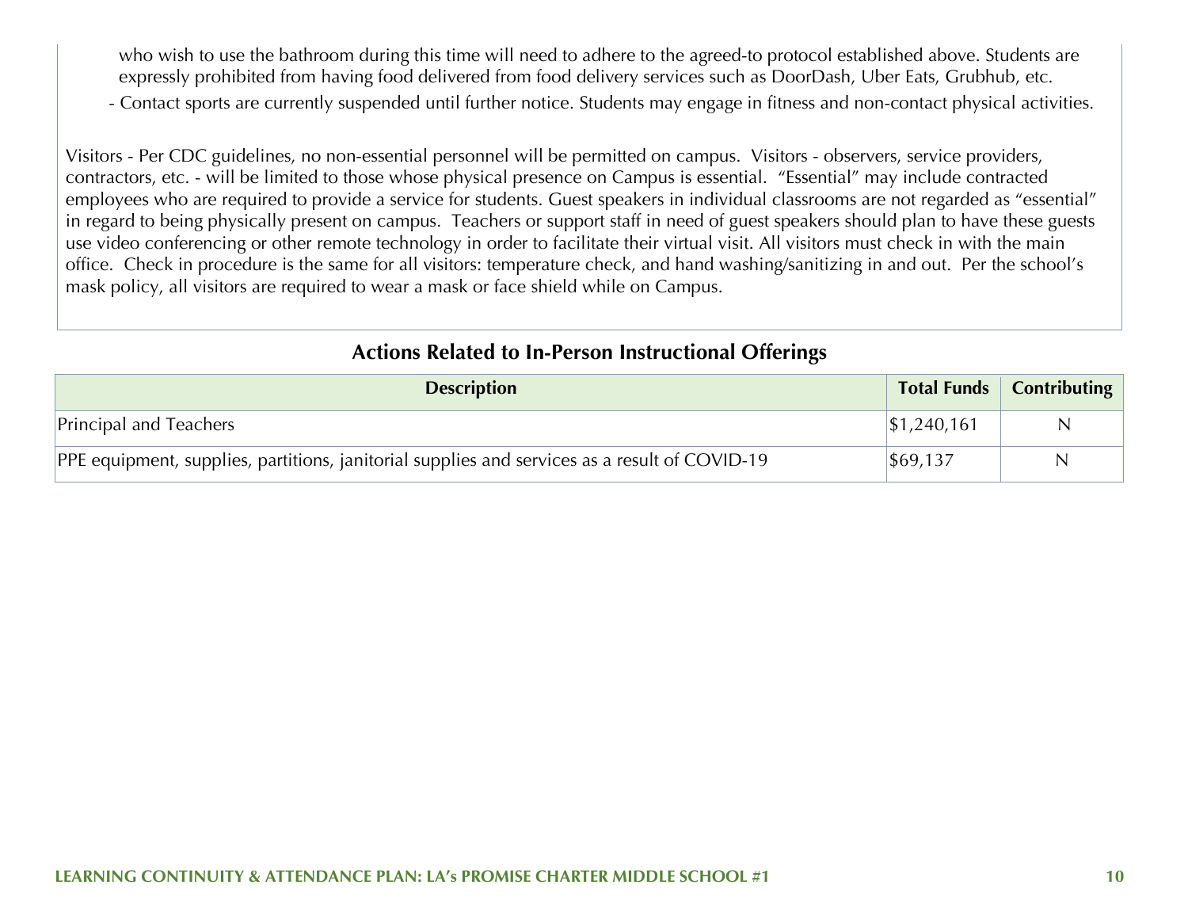who wish to use the bathroom during this time will need to adhere to the agreed-to protocol established above. Students are expressly prohibited from having food delivered from food delivery services such as DoorDash, Uber Eats, Grubhub, etc.

- Contact sports are currently suspended until further notice. Students may engage in fitness and non-contact physical activities.

Visitors - Per CDC guidelines, no non-essential personnel will be permitted on campus. Visitors - observers, service providers, contractors, etc. - will be limited to those whose physical presence on Campus is essential. "Essential" may include contracted employees who are required to provide a service for students. Guest speakers in individual classrooms are not regarded as "essential" in regard to being physically present on campus. Teachers or support staff in need of guest speakers should plan to have these guests use video conferencing or other remote technology in order to facilitate their virtual visit. All visitors must check in with the main office. Check in procedure is the same for all visitors: temperature check, and hand washing/sanitizing in and out. Per the school's mask policy, all visitors are required to wear a mask or face shield while on Campus.

## Actions Related to In-Person Instructional Offerings

| Description | Total Funds | Contributing |
|---|---|---|
| Principal and Teachers | $1,240,161 | N |
| PPE equipment, supplies, partitions, janitorial supplies and services as a result of COVID-19 | $69,137 | N |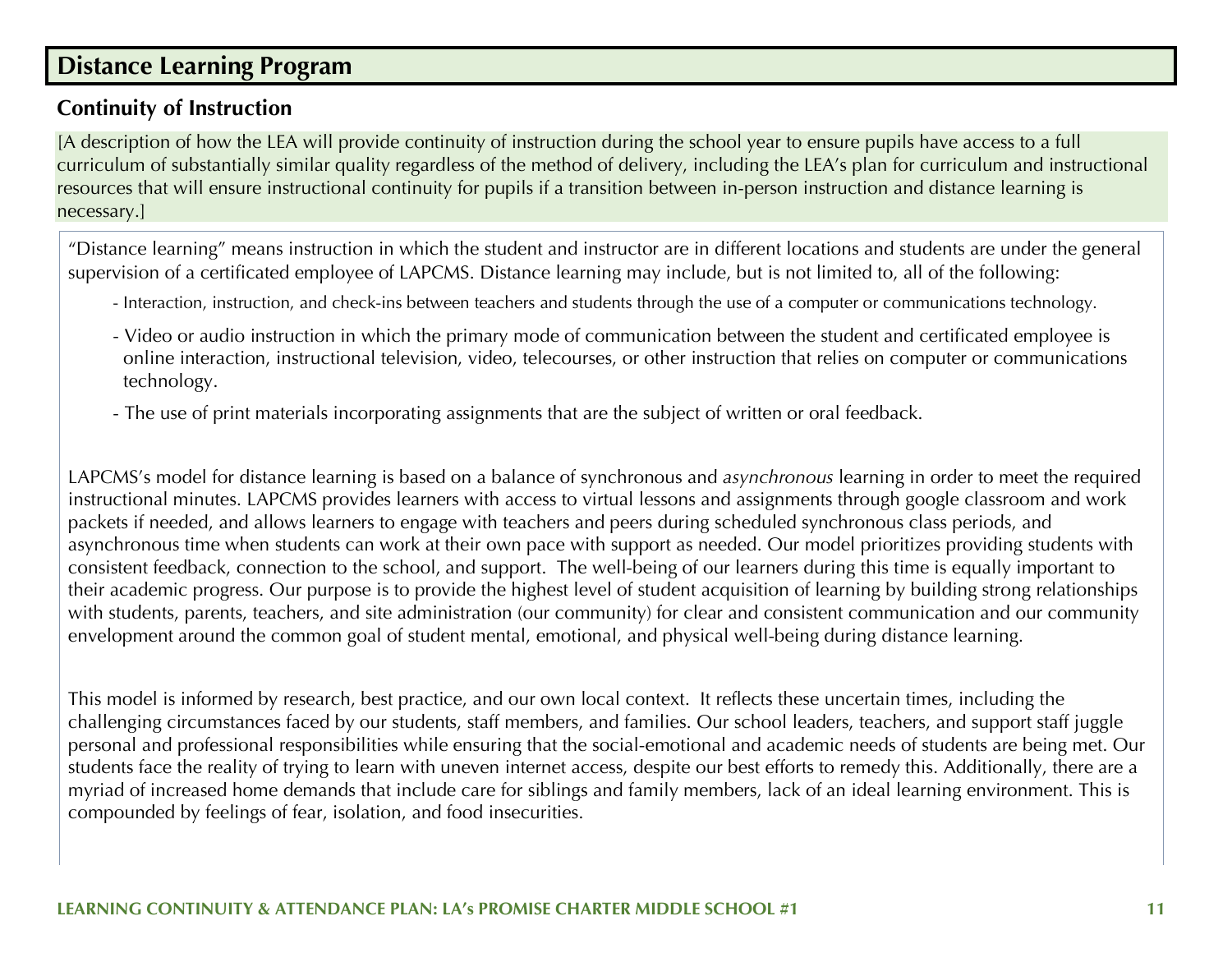## Distance Learning Program

### Continuity of Instruction

[A description of how the LEA will provide continuity of instruction during the school year to ensure pupils have access to a full curriculum of substantially similar quality regardless of the method of delivery, including the LEA's plan for curriculum and instructional resources that will ensure instructional continuity for pupils if a transition between in-person instruction and distance learning is necessary.]

"Distance learning" means instruction in which the student and instructor are in different locations and students are under the general supervision of a certificated employee of LAPCMS. Distance learning may include, but is not limited to, all of the following:

- Interaction, instruction, and check-ins between teachers and students through the use of a computer or communications technology.
- Video or audio instruction in which the primary mode of communication between the student and certificated employee is online interaction, instructional television, video, telecourses, or other instruction that relies on computer or communications technology.
- The use of print materials incorporating assignments that are the subject of written or oral feedback.

LAPCMS's model for distance learning is based on a balance of synchronous and *asynchronous* learning in order to meet the required instructional minutes. LAPCMS provides learners with access to virtual lessons and assignments through google classroom and work packets if needed, and allows learners to engage with teachers and peers during scheduled synchronous class periods, and asynchronous time when students can work at their own pace with support as needed. Our model prioritizes providing students with consistent feedback, connection to the school, and support. The well-being of our learners during this time is equally important to their academic progress. Our purpose is to provide the highest level of student acquisition of learning by building strong relationships with students, parents, teachers, and site administration (our community) for clear and consistent communication and our community envelopment around the common goal of student mental, emotional, and physical well-being during distance learning.

This model is informed by research, best practice, and our own local context. It reflects these uncertain times, including the challenging circumstances faced by our students, staff members, and families. Our school leaders, teachers, and support staff juggle personal and professional responsibilities while ensuring that the social-emotional and academic needs of students are being met. Our students face the reality of trying to learn with uneven internet access, despite our best efforts to remedy this. Additionally, there are a myriad of increased home demands that include care for siblings and family members, lack of an ideal learning environment. This is compounded by feelings of fear, isolation, and food insecurities.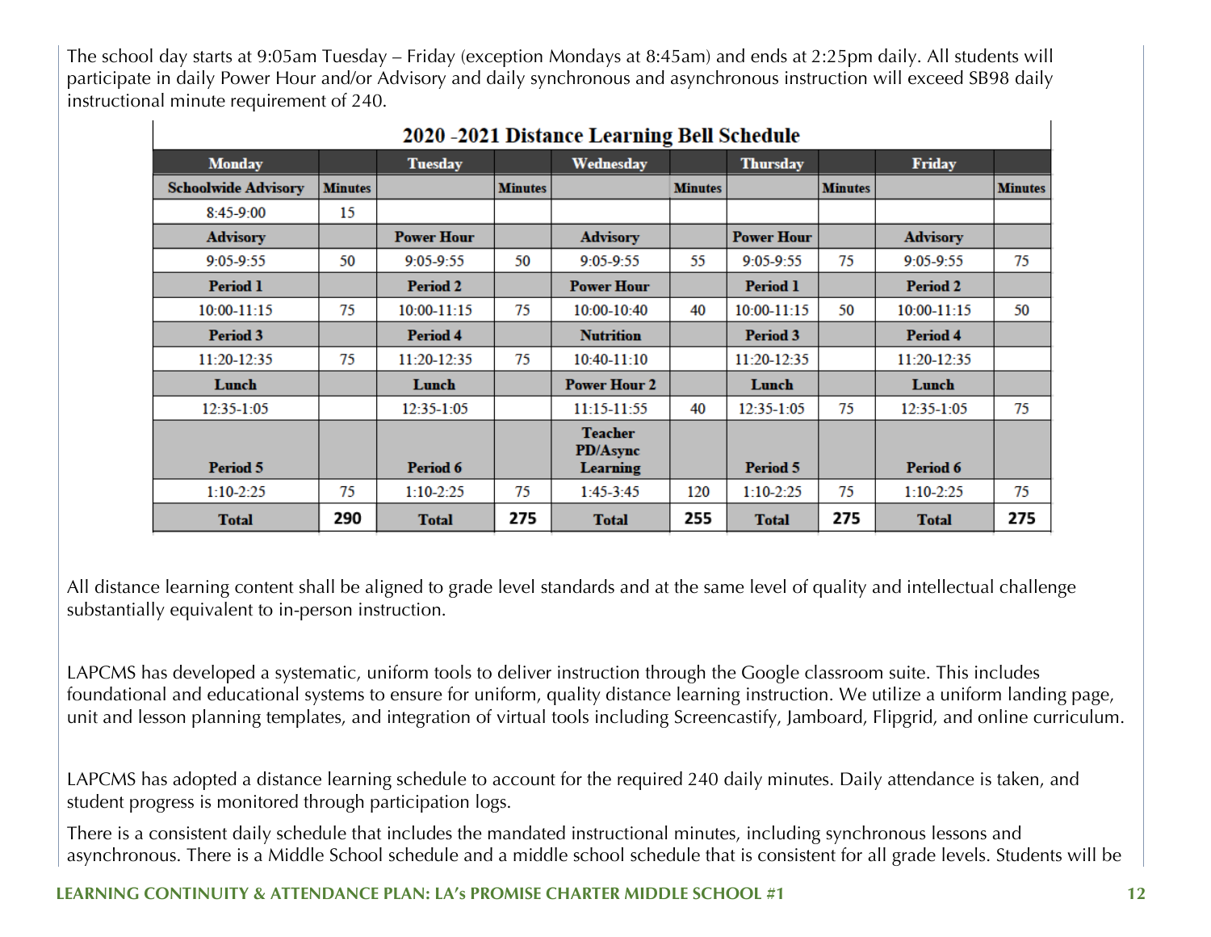The school day starts at 9:05am Tuesday – Friday (exception Mondays at 8:45am) and ends at 2:25pm daily. All students will participate in daily Power Hour and/or Advisory and daily synchronous and asynchronous instruction will exceed SB98 daily instructional minute requirement of 240.

**2020 -2021 Distance Learning Bell Schedule**

| Monday | | Tuesday | | Wednesday | | Thursday | | Friday | |
|---|---|---|---|---|---|---|---|---|---|
| **Schoolwide Advisory** | **Minutes** | | **Minutes** | | **Minutes** | | **Minutes** | | **Minutes** |
| 8:45-9:00 | 15 | | | | | | | | |
| **Advisory** | | **Power Hour** | | **Advisory** | | **Power Hour** | | **Advisory** | |
| 9:05-9:55 | 50 | 9:05-9:55 | 50 | 9:05-9:55 | 55 | 9:05-9:55 | 75 | 9:05-9:55 | 75 |
| **Period 1** | | **Period 2** | | **Power Hour** | | **Period 1** | | **Period 2** | |
| 10:00-11:15 | 75 | 10:00-11:15 | 75 | 10:00-10:40 | 40 | 10:00-11:15 | 50 | 10:00-11:15 | 50 |
| **Period 3** | | **Period 4** | | **Nutrition** | | **Period 3** | | **Period 4** | |
| 11:20-12:35 | 75 | 11:20-12:35 | 75 | 10:40-11:10 | | 11:20-12:35 | | 11:20-12:35 | |
| **Lunch** | | **Lunch** | | **Power Hour 2** | | **Lunch** | | **Lunch** | |
| 12:35-1:05 | | 12:35-1:05 | | 11:15-11:55 | 40 | 12:35-1:05 | 75 | 12:35-1:05 | 75 |
| **Period 5** | | **Period 6** | | **Teacher PD/Async Learning** | | **Period 5** | | **Period 6** | |
| 1:10-2:25 | 75 | 1:10-2:25 | 75 | 1:45-3:45 | 120 | 1:10-2:25 | 75 | 1:10-2:25 | 75 |
| **Total** | **290** | **Total** | **275** | **Total** | **255** | **Total** | **275** | **Total** | **275** |

All distance learning content shall be aligned to grade level standards and at the same level of quality and intellectual challenge substantially equivalent to in-person instruction.

LAPCMS has developed a systematic, uniform tools to deliver instruction through the Google classroom suite. This includes foundational and educational systems to ensure for uniform, quality distance learning instruction. We utilize a uniform landing page, unit and lesson planning templates, and integration of virtual tools including Screencastify, Jamboard, Flipgrid, and online curriculum.

LAPCMS has adopted a distance learning schedule to account for the required 240 daily minutes. Daily attendance is taken, and student progress is monitored through participation logs.

There is a consistent daily schedule that includes the mandated instructional minutes, including synchronous lessons and asynchronous. There is a Middle School schedule and a middle school schedule that is consistent for all grade levels. Students will be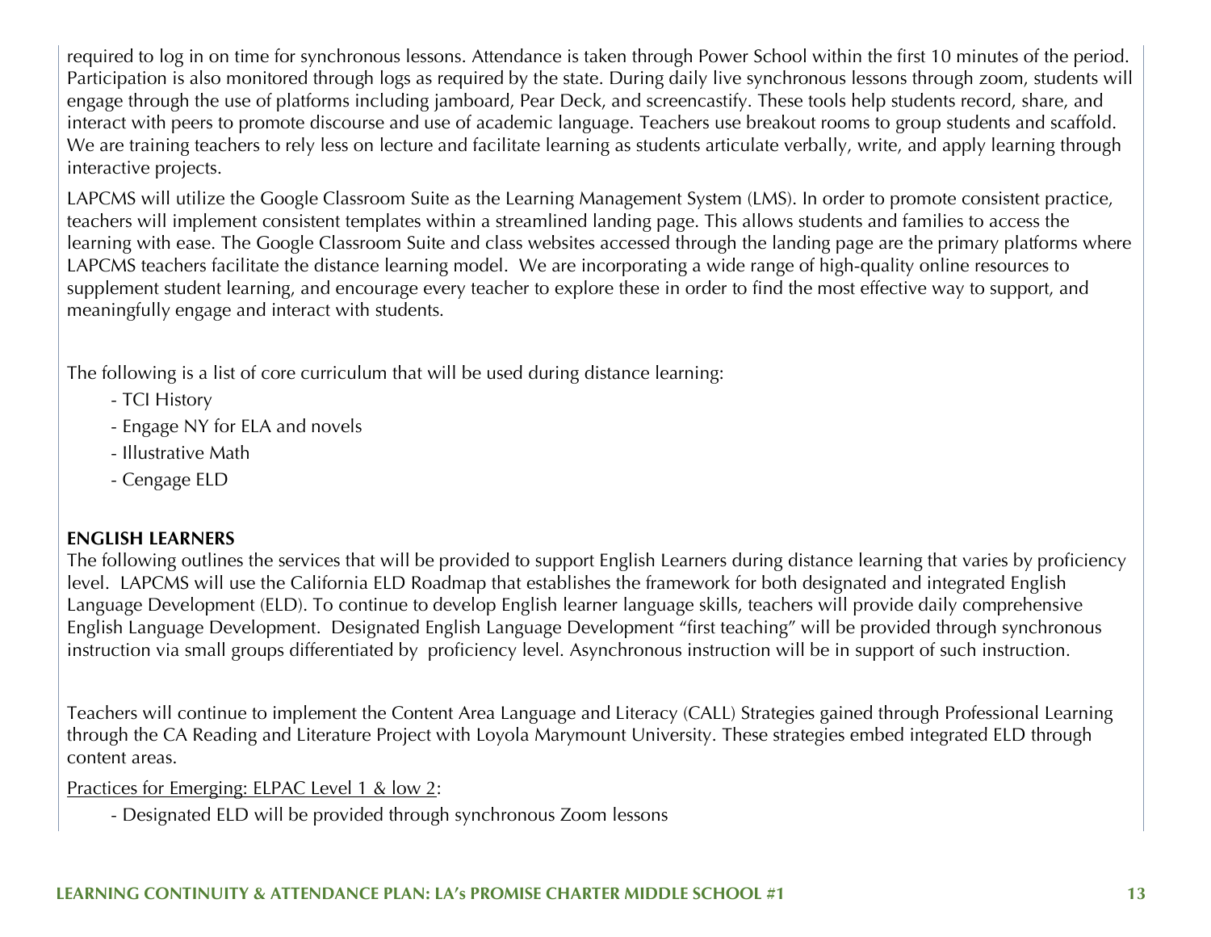required to log in on time for synchronous lessons. Attendance is taken through Power School within the first 10 minutes of the period. Participation is also monitored through logs as required by the state. During daily live synchronous lessons through zoom, students will engage through the use of platforms including jamboard, Pear Deck, and screencastify. These tools help students record, share, and interact with peers to promote discourse and use of academic language. Teachers use breakout rooms to group students and scaffold. We are training teachers to rely less on lecture and facilitate learning as students articulate verbally, write, and apply learning through interactive projects.

LAPCMS will utilize the Google Classroom Suite as the Learning Management System (LMS). In order to promote consistent practice, teachers will implement consistent templates within a streamlined landing page. This allows students and families to access the learning with ease. The Google Classroom Suite and class websites accessed through the landing page are the primary platforms where LAPCMS teachers facilitate the distance learning model. We are incorporating a wide range of high-quality online resources to supplement student learning, and encourage every teacher to explore these in order to find the most effective way to support, and meaningfully engage and interact with students.

The following is a list of core curriculum that will be used during distance learning:

- TCI History
- Engage NY for ELA and novels
- Illustrative Math
- Cengage ELD

**ENGLISH LEARNERS**

The following outlines the services that will be provided to support English Learners during distance learning that varies by proficiency level. LAPCMS will use the California ELD Roadmap that establishes the framework for both designated and integrated English Language Development (ELD). To continue to develop English learner language skills, teachers will provide daily comprehensive English Language Development. Designated English Language Development "first teaching" will be provided through synchronous instruction via small groups differentiated by proficiency level. Asynchronous instruction will be in support of such instruction.

Teachers will continue to implement the Content Area Language and Literacy (CALL) Strategies gained through Professional Learning through the CA Reading and Literature Project with Loyola Marymount University. These strategies embed integrated ELD through content areas.

Practices for Emerging: ELPAC Level 1 & low 2:

- Designated ELD will be provided through synchronous Zoom lessons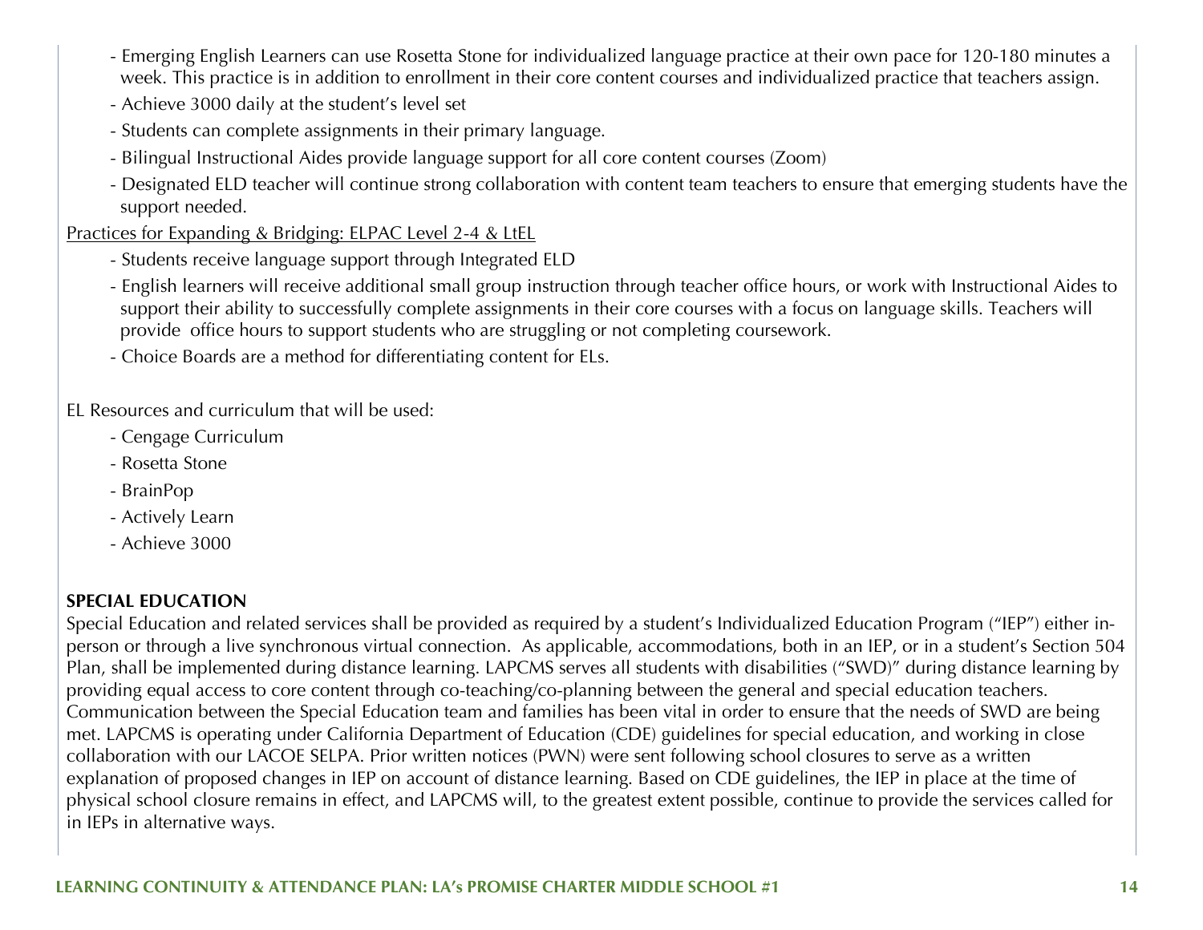- Emerging English Learners can use Rosetta Stone for individualized language practice at their own pace for 120-180 minutes a week. This practice is in addition to enrollment in their core content courses and individualized practice that teachers assign.
- Achieve 3000 daily at the student's level set
- Students can complete assignments in their primary language.
- Bilingual Instructional Aides provide language support for all core content courses (Zoom)
- Designated ELD teacher will continue strong collaboration with content team teachers to ensure that emerging students have the support needed.

<u>Practices for Expanding & Bridging: ELPAC Level 2-4 & LtEL</u>

- Students receive language support through Integrated ELD
- English learners will receive additional small group instruction through teacher office hours, or work with Instructional Aides to support their ability to successfully complete assignments in their core courses with a focus on language skills. Teachers will provide office hours to support students who are struggling or not completing coursework.
- Choice Boards are a method for differentiating content for ELs.

EL Resources and curriculum that will be used:

- Cengage Curriculum
- Rosetta Stone
- BrainPop
- Actively Learn
- Achieve 3000

**SPECIAL EDUCATION**

Special Education and related services shall be provided as required by a student's Individualized Education Program ("IEP") either in-person or through a live synchronous virtual connection. As applicable, accommodations, both in an IEP, or in a student's Section 504 Plan, shall be implemented during distance learning. LAPCMS serves all students with disabilities ("SWD)" during distance learning by providing equal access to core content through co-teaching/co-planning between the general and special education teachers. Communication between the Special Education team and families has been vital in order to ensure that the needs of SWD are being met. LAPCMS is operating under California Department of Education (CDE) guidelines for special education, and working in close collaboration with our LACOE SELPA. Prior written notices (PWN) were sent following school closures to serve as a written explanation of proposed changes in IEP on account of distance learning. Based on CDE guidelines, the IEP in place at the time of physical school closure remains in effect, and LAPCMS will, to the greatest extent possible, continue to provide the services called for in IEPs in alternative ways.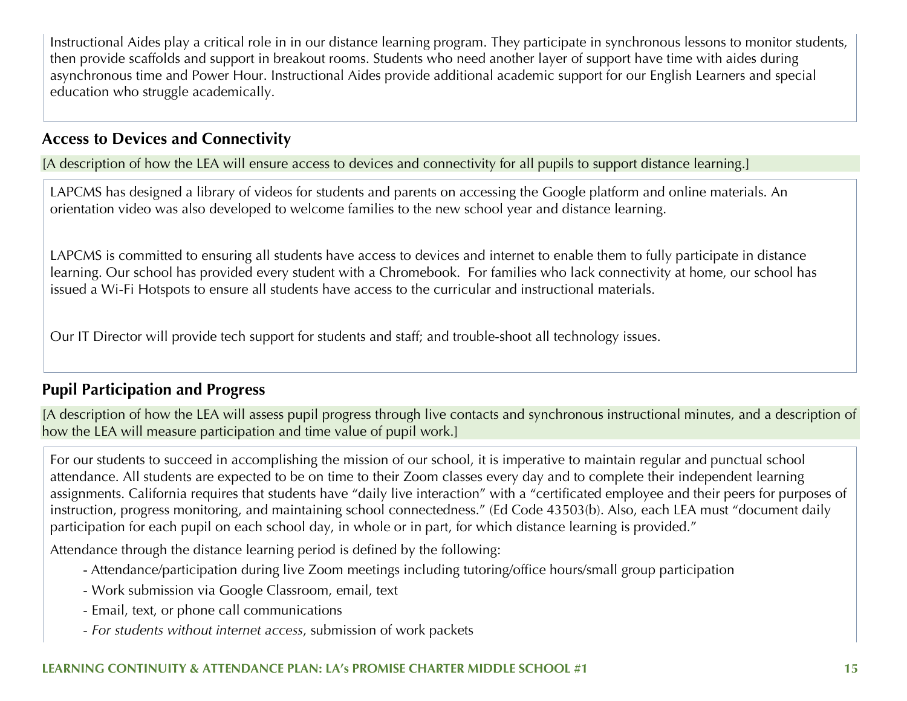Instructional Aides play a critical role in in our distance learning program. They participate in synchronous lessons to monitor students, then provide scaffolds and support in breakout rooms. Students who need another layer of support have time with aides during asynchronous time and Power Hour. Instructional Aides provide additional academic support for our English Learners and special education who struggle academically.

## Access to Devices and Connectivity

[A description of how the LEA will ensure access to devices and connectivity for all pupils to support distance learning.]

LAPCMS has designed a library of videos for students and parents on accessing the Google platform and online materials. An orientation video was also developed to welcome families to the new school year and distance learning.

LAPCMS is committed to ensuring all students have access to devices and internet to enable them to fully participate in distance learning. Our school has provided every student with a Chromebook. For families who lack connectivity at home, our school has issued a Wi-Fi Hotspots to ensure all students have access to the curricular and instructional materials.

Our IT Director will provide tech support for students and staff; and trouble-shoot all technology issues.

## Pupil Participation and Progress

[A description of how the LEA will assess pupil progress through live contacts and synchronous instructional minutes, and a description of how the LEA will measure participation and time value of pupil work.]

For our students to succeed in accomplishing the mission of our school, it is imperative to maintain regular and punctual school attendance. All students are expected to be on time to their Zoom classes every day and to complete their independent learning assignments. California requires that students have "daily live interaction" with a "certificated employee and their peers for purposes of instruction, progress monitoring, and maintaining school connectedness." (Ed Code 43503(b). Also, each LEA must "document daily participation for each pupil on each school day, in whole or in part, for which distance learning is provided."

Attendance through the distance learning period is defined by the following:

- Attendance/participation during live Zoom meetings including tutoring/office hours/small group participation
- Work submission via Google Classroom, email, text
- Email, text, or phone call communications
- *For students without internet access*, submission of work packets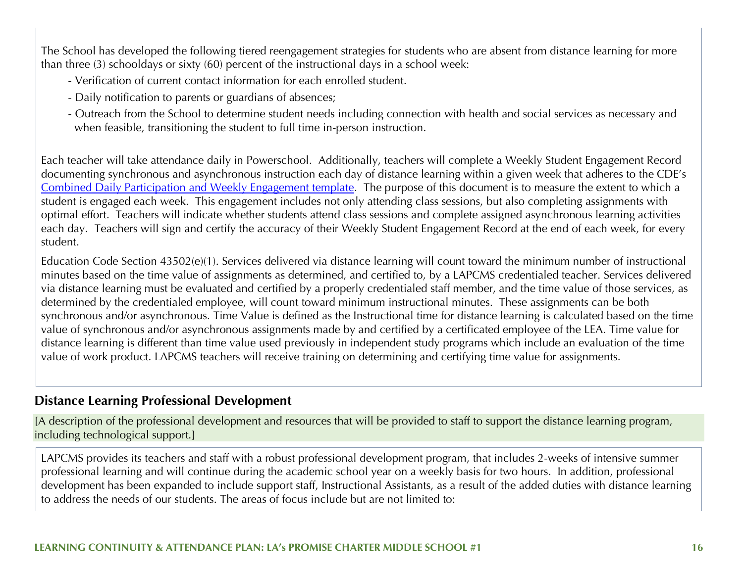The School has developed the following tiered reengagement strategies for students who are absent from distance learning for more than three (3) schooldays or sixty (60) percent of the instructional days in a school week:

- Verification of current contact information for each enrolled student.
- Daily notification to parents or guardians of absences;
- Outreach from the School to determine student needs including connection with health and social services as necessary and when feasible, transitioning the student to full time in-person instruction.

Each teacher will take attendance daily in Powerschool. Additionally, teachers will complete a Weekly Student Engagement Record documenting synchronous and asynchronous instruction each day of distance learning within a given week that adheres to the CDE's Combined Daily Participation and Weekly Engagement template. The purpose of this document is to measure the extent to which a student is engaged each week. This engagement includes not only attending class sessions, but also completing assignments with optimal effort. Teachers will indicate whether students attend class sessions and complete assigned asynchronous learning activities each day. Teachers will sign and certify the accuracy of their Weekly Student Engagement Record at the end of each week, for every student.

Education Code Section 43502(e)(1). Services delivered via distance learning will count toward the minimum number of instructional minutes based on the time value of assignments as determined, and certified to, by a LAPCMS credentialed teacher. Services delivered via distance learning must be evaluated and certified by a properly credentialed staff member, and the time value of those services, as determined by the credentialed employee, will count toward minimum instructional minutes. These assignments can be both synchronous and/or asynchronous. Time Value is defined as the Instructional time for distance learning is calculated based on the time value of synchronous and/or asynchronous assignments made by and certified by a certificated employee of the LEA. Time value for distance learning is different than time value used previously in independent study programs which include an evaluation of the time value of work product. LAPCMS teachers will receive training on determining and certifying time value for assignments.

## Distance Learning Professional Development

[A description of the professional development and resources that will be provided to staff to support the distance learning program, including technological support.]

LAPCMS provides its teachers and staff with a robust professional development program, that includes 2-weeks of intensive summer professional learning and will continue during the academic school year on a weekly basis for two hours. In addition, professional development has been expanded to include support staff, Instructional Assistants, as a result of the added duties with distance learning to address the needs of our students. The areas of focus include but are not limited to: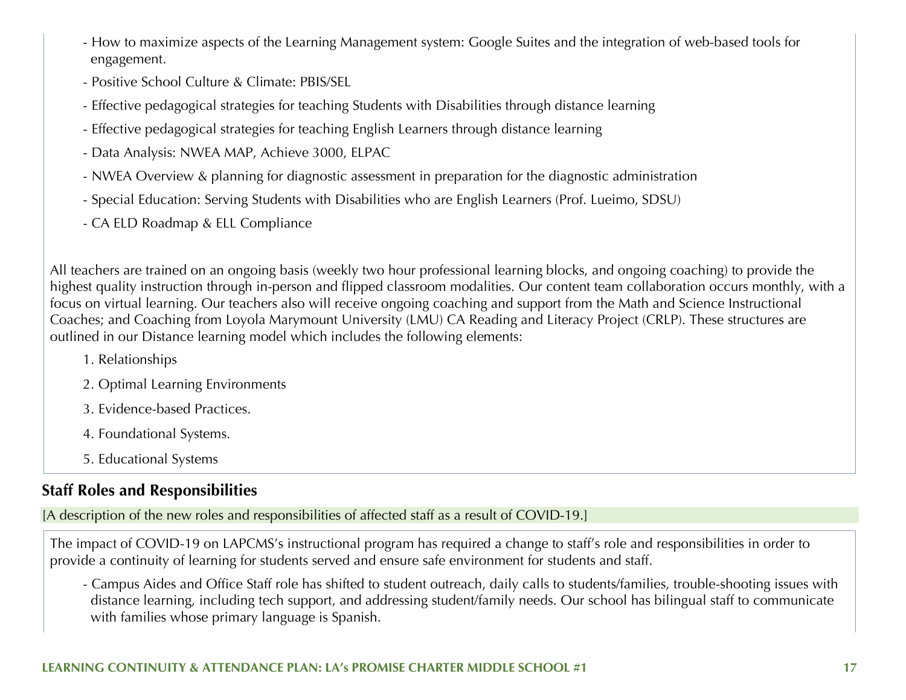- How to maximize aspects of the Learning Management system: Google Suites and the integration of web-based tools for engagement.
- Positive School Culture & Climate: PBIS/SEL
- Effective pedagogical strategies for teaching Students with Disabilities through distance learning
- Effective pedagogical strategies for teaching English Learners through distance learning
- Data Analysis: NWEA MAP, Achieve 3000, ELPAC
- NWEA Overview & planning for diagnostic assessment in preparation for the diagnostic administration
- Special Education: Serving Students with Disabilities who are English Learners (Prof. Lueimo, SDSU)
- CA ELD Roadmap & ELL Compliance

All teachers are trained on an ongoing basis (weekly two hour professional learning blocks, and ongoing coaching) to provide the highest quality instruction through in-person and flipped classroom modalities. Our content team collaboration occurs monthly, with a focus on virtual learning. Our teachers also will receive ongoing coaching and support from the Math and Science Instructional Coaches; and Coaching from Loyola Marymount University (LMU) CA Reading and Literacy Project (CRLP). These structures are outlined in our Distance learning model which includes the following elements:

1. Relationships
2. Optimal Learning Environments
3. Evidence-based Practices.
4. Foundational Systems.
5. Educational Systems

## Staff Roles and Responsibilities

[A description of the new roles and responsibilities of affected staff as a result of COVID-19.]

The impact of COVID-19 on LAPCMS's instructional program has required a change to staff's role and responsibilities in order to provide a continuity of learning for students served and ensure safe environment for students and staff.

- Campus Aides and Office Staff role has shifted to student outreach, daily calls to students/families, trouble-shooting issues with distance learning, including tech support, and addressing student/family needs. Our school has bilingual staff to communicate with families whose primary language is Spanish.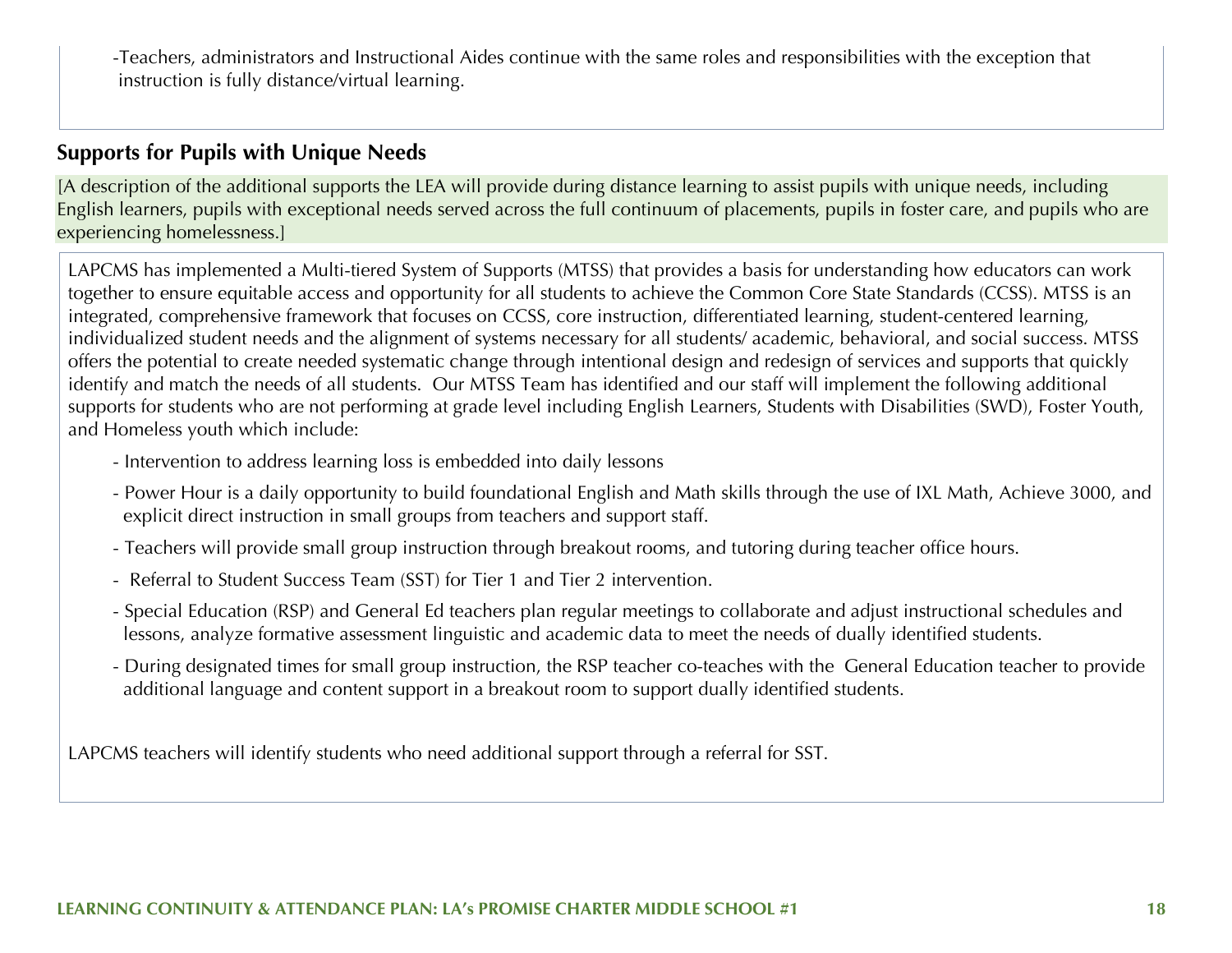-Teachers, administrators and Instructional Aides continue with the same roles and responsibilities with the exception that instruction is fully distance/virtual learning.

### Supports for Pupils with Unique Needs

[A description of the additional supports the LEA will provide during distance learning to assist pupils with unique needs, including English learners, pupils with exceptional needs served across the full continuum of placements, pupils in foster care, and pupils who are experiencing homelessness.]

LAPCMS has implemented a Multi-tiered System of Supports (MTSS) that provides a basis for understanding how educators can work together to ensure equitable access and opportunity for all students to achieve the Common Core State Standards (CCSS). MTSS is an integrated, comprehensive framework that focuses on CCSS, core instruction, differentiated learning, student-centered learning, individualized student needs and the alignment of systems necessary for all students/ academic, behavioral, and social success. MTSS offers the potential to create needed systematic change through intentional design and redesign of services and supports that quickly identify and match the needs of all students. Our MTSS Team has identified and our staff will implement the following additional supports for students who are not performing at grade level including English Learners, Students with Disabilities (SWD), Foster Youth, and Homeless youth which include:

- Intervention to address learning loss is embedded into daily lessons
- Power Hour is a daily opportunity to build foundational English and Math skills through the use of IXL Math, Achieve 3000, and explicit direct instruction in small groups from teachers and support staff.
- Teachers will provide small group instruction through breakout rooms, and tutoring during teacher office hours.
- Referral to Student Success Team (SST) for Tier 1 and Tier 2 intervention.
- Special Education (RSP) and General Ed teachers plan regular meetings to collaborate and adjust instructional schedules and lessons, analyze formative assessment linguistic and academic data to meet the needs of dually identified students.
- During designated times for small group instruction, the RSP teacher co-teaches with the General Education teacher to provide additional language and content support in a breakout room to support dually identified students.

LAPCMS teachers will identify students who need additional support through a referral for SST.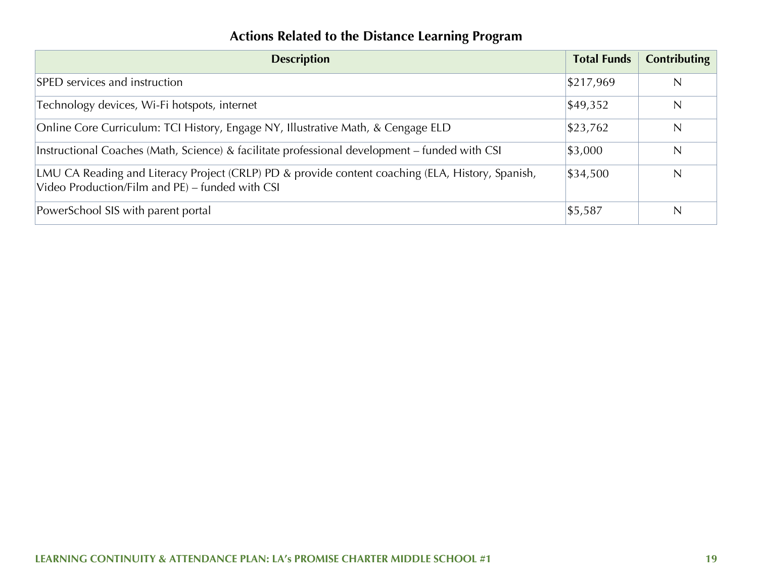## Actions Related to the Distance Learning Program

| Description | Total Funds | Contributing |
| --- | --- | --- |
| SPED services and instruction | $217,969 | N |
| Technology devices, Wi-Fi hotspots, internet | $49,352 | N |
| Online Core Curriculum: TCI History, Engage NY, Illustrative Math, & Cengage ELD | $23,762 | N |
| Instructional Coaches (Math, Science) & facilitate professional development – funded with CSI | $3,000 | N |
| LMU CA Reading and Literacy Project (CRLP) PD & provide content coaching (ELA, History, Spanish, Video Production/Film and PE) – funded with CSI | $34,500 | N |
| PowerSchool SIS with parent portal | $5,587 | N |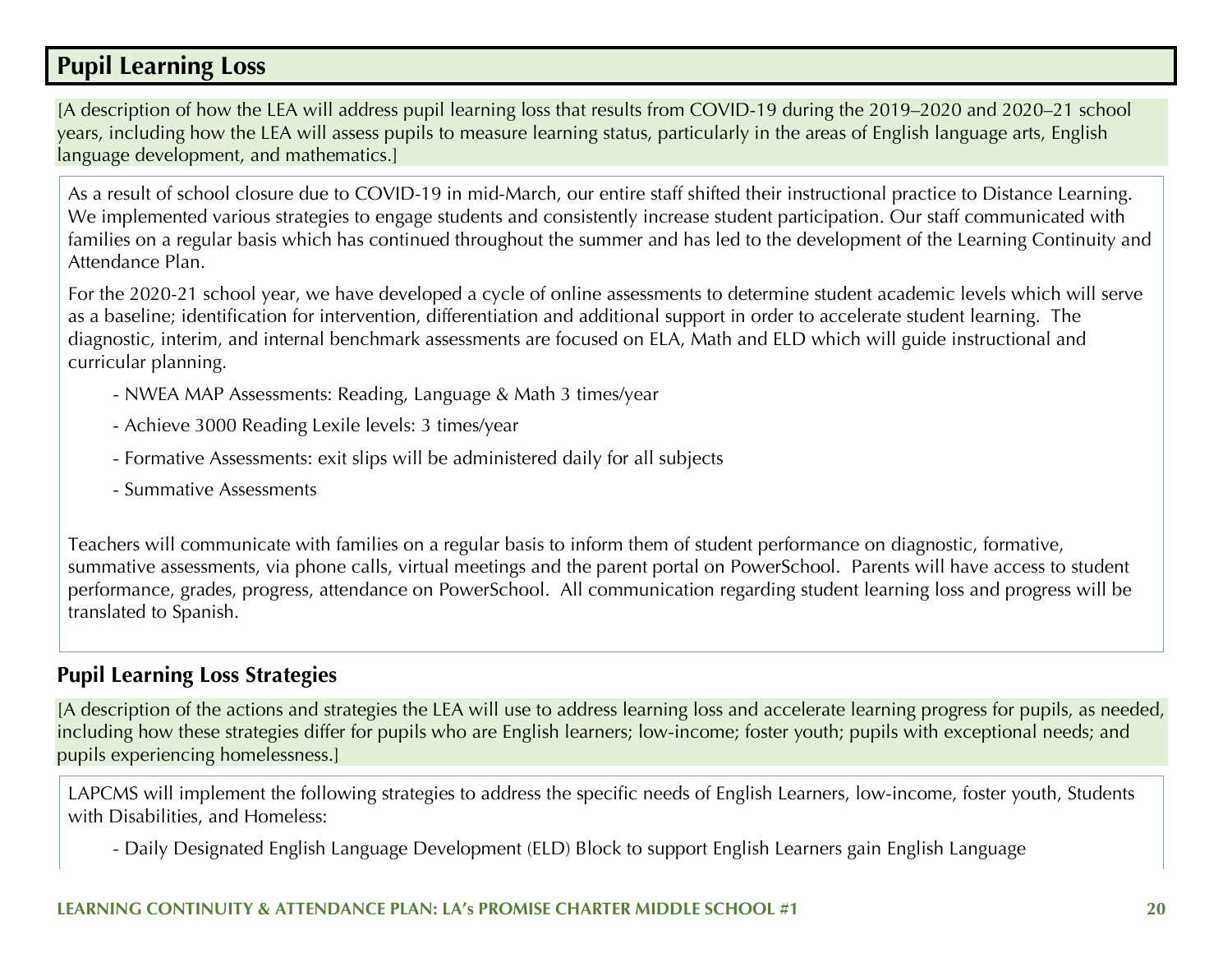## Pupil Learning Loss

[A description of how the LEA will address pupil learning loss that results from COVID-19 during the 2019–2020 and 2020–21 school years, including how the LEA will assess pupils to measure learning status, particularly in the areas of English language arts, English language development, and mathematics.]

As a result of school closure due to COVID-19 in mid-March, our entire staff shifted their instructional practice to Distance Learning. We implemented various strategies to engage students and consistently increase student participation. Our staff communicated with families on a regular basis which has continued throughout the summer and has led to the development of the Learning Continuity and Attendance Plan.

For the 2020-21 school year, we have developed a cycle of online assessments to determine student academic levels which will serve as a baseline; identification for intervention, differentiation and additional support in order to accelerate student learning. The diagnostic, interim, and internal benchmark assessments are focused on ELA, Math and ELD which will guide instructional and curricular planning.

- NWEA MAP Assessments: Reading, Language & Math 3 times/year
- Achieve 3000 Reading Lexile levels: 3 times/year
- Formative Assessments: exit slips will be administered daily for all subjects
- Summative Assessments

Teachers will communicate with families on a regular basis to inform them of student performance on diagnostic, formative, summative assessments, via phone calls, virtual meetings and the parent portal on PowerSchool. Parents will have access to student performance, grades, progress, attendance on PowerSchool. All communication regarding student learning loss and progress will be translated to Spanish.

### Pupil Learning Loss Strategies

[A description of the actions and strategies the LEA will use to address learning loss and accelerate learning progress for pupils, as needed, including how these strategies differ for pupils who are English learners; low-income; foster youth; pupils with exceptional needs; and pupils experiencing homelessness.]

LAPCMS will implement the following strategies to address the specific needs of English Learners, low-income, foster youth, Students with Disabilities, and Homeless:

- Daily Designated English Language Development (ELD) Block to support English Learners gain English Language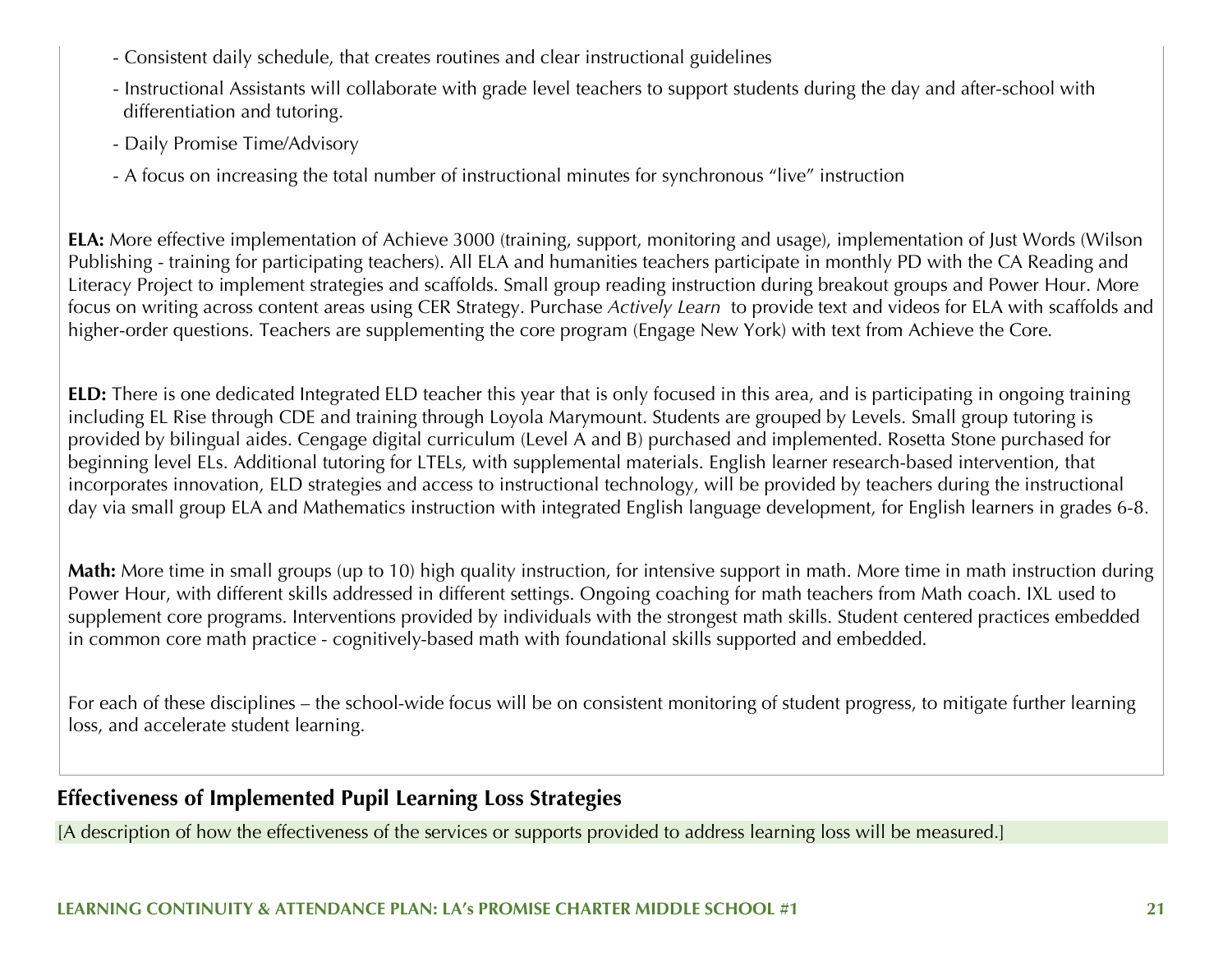- Consistent daily schedule, that creates routines and clear instructional guidelines
- Instructional Assistants will collaborate with grade level teachers to support students during the day and after-school with differentiation and tutoring.
- Daily Promise Time/Advisory
- A focus on increasing the total number of instructional minutes for synchronous "live" instruction

**ELA:** More effective implementation of Achieve 3000 (training, support, monitoring and usage), implementation of Just Words (Wilson Publishing - training for participating teachers). All ELA and humanities teachers participate in monthly PD with the CA Reading and Literacy Project to implement strategies and scaffolds. Small group reading instruction during breakout groups and Power Hour. More focus on writing across content areas using CER Strategy. Purchase *Actively Learn* to provide text and videos for ELA with scaffolds and higher-order questions. Teachers are supplementing the core program (Engage New York) with text from Achieve the Core.

**ELD:** There is one dedicated Integrated ELD teacher this year that is only focused in this area, and is participating in ongoing training including EL Rise through CDE and training through Loyola Marymount. Students are grouped by Levels. Small group tutoring is provided by bilingual aides. Cengage digital curriculum (Level A and B) purchased and implemented. Rosetta Stone purchased for beginning level ELs. Additional tutoring for LTELs, with supplemental materials. English learner research-based intervention, that incorporates innovation, ELD strategies and access to instructional technology, will be provided by teachers during the instructional day via small group ELA and Mathematics instruction with integrated English language development, for English learners in grades 6-8.

**Math:** More time in small groups (up to 10) high quality instruction, for intensive support in math. More time in math instruction during Power Hour, with different skills addressed in different settings. Ongoing coaching for math teachers from Math coach. IXL used to supplement core programs. Interventions provided by individuals with the strongest math skills. Student centered practices embedded in common core math practice - cognitively-based math with foundational skills supported and embedded.

For each of these disciplines – the school-wide focus will be on consistent monitoring of student progress, to mitigate further learning loss, and accelerate student learning.

## Effectiveness of Implemented Pupil Learning Loss Strategies

[A description of how the effectiveness of the services or supports provided to address learning loss will be measured.]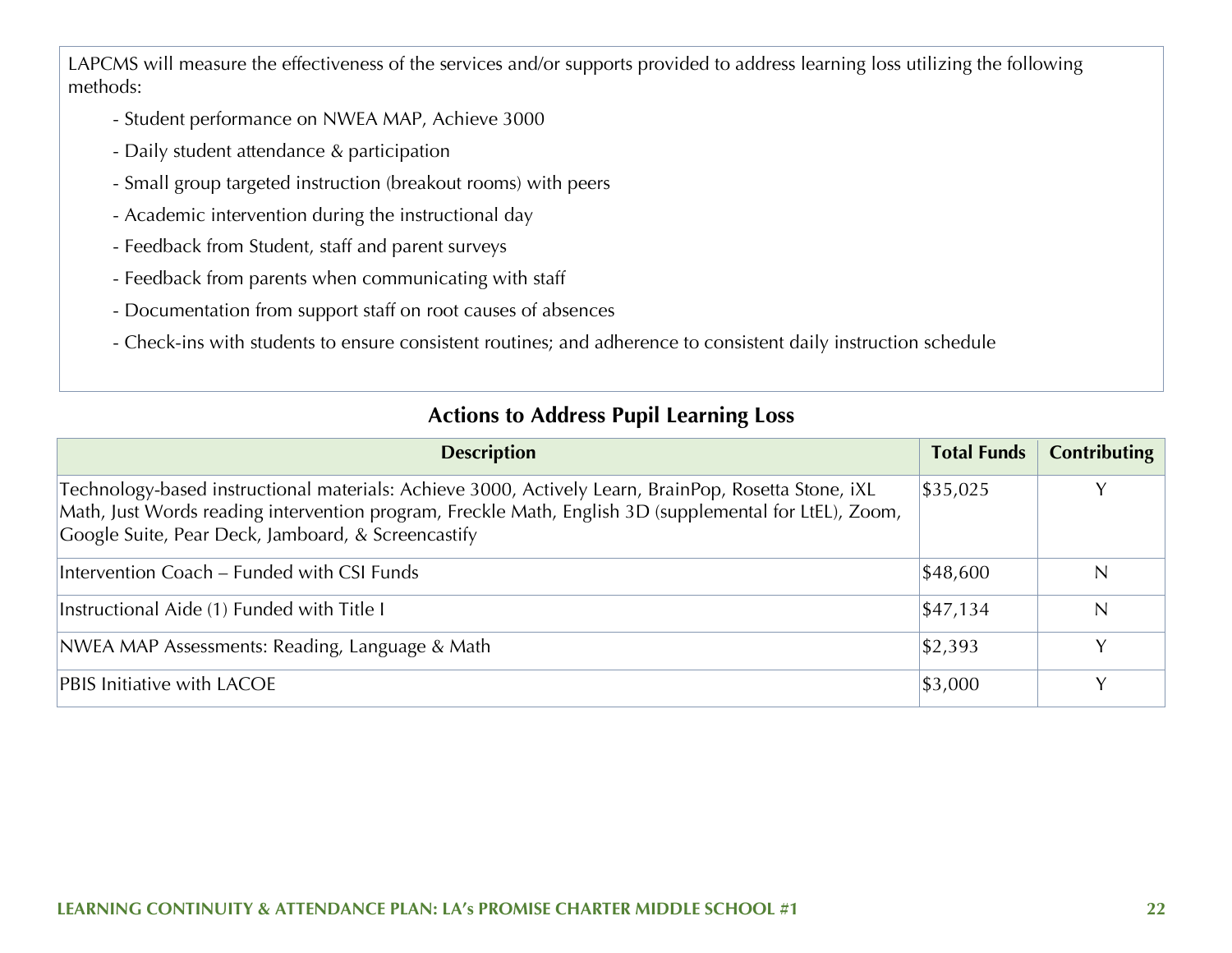LAPCMS will measure the effectiveness of the services and/or supports provided to address learning loss utilizing the following methods:

- Student performance on NWEA MAP, Achieve 3000
- Daily student attendance & participation
- Small group targeted instruction (breakout rooms) with peers
- Academic intervention during the instructional day
- Feedback from Student, staff and parent surveys
- Feedback from parents when communicating with staff
- Documentation from support staff on root causes of absences
- Check-ins with students to ensure consistent routines; and adherence to consistent daily instruction schedule

## Actions to Address Pupil Learning Loss

| Description | Total Funds | Contributing |
|---|---|---|
| Technology-based instructional materials: Achieve 3000, Actively Learn, BrainPop, Rosetta Stone, iXL Math, Just Words reading intervention program, Freckle Math, English 3D (supplemental for LtEL), Zoom, Google Suite, Pear Deck, Jamboard, & Screencastify | $35,025 | Y |
| Intervention Coach – Funded with CSI Funds | $48,600 | N |
| Instructional Aide (1) Funded with Title I | $47,134 | N |
| NWEA MAP Assessments: Reading, Language & Math | $2,393 | Y |
| PBIS Initiative with LACOE | $3,000 | Y |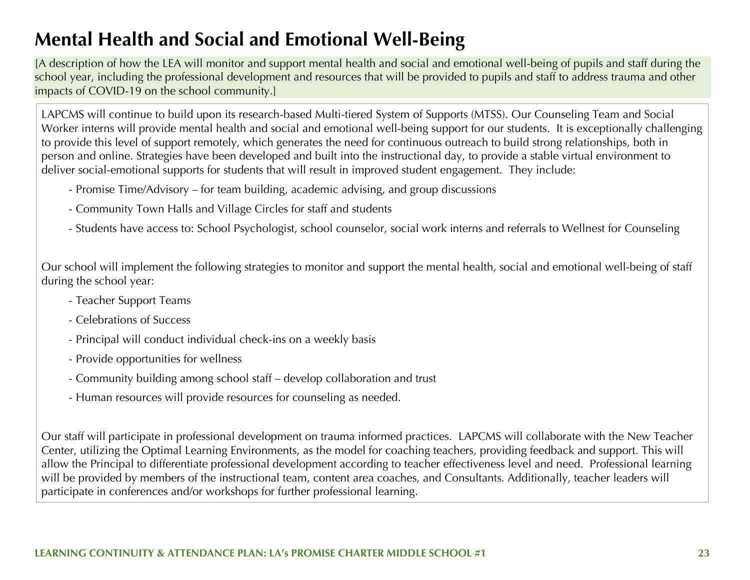# Mental Health and Social and Emotional Well-Being

[A description of how the LEA will monitor and support mental health and social and emotional well-being of pupils and staff during the school year, including the professional development and resources that will be provided to pupils and staff to address trauma and other impacts of COVID-19 on the school community.]

LAPCMS will continue to build upon its research-based Multi-tiered System of Supports (MTSS). Our Counseling Team and Social Worker interns will provide mental health and social and emotional well-being support for our students. It is exceptionally challenging to provide this level of support remotely, which generates the need for continuous outreach to build strong relationships, both in person and online. Strategies have been developed and built into the instructional day, to provide a stable virtual environment to deliver social-emotional supports for students that will result in improved student engagement. They include:

- Promise Time/Advisory – for team building, academic advising, and group discussions
- Community Town Halls and Village Circles for staff and students
- Students have access to: School Psychologist, school counselor, social work interns and referrals to Wellnest for Counseling

Our school will implement the following strategies to monitor and support the mental health, social and emotional well-being of staff during the school year:

- Teacher Support Teams
- Celebrations of Success
- Principal will conduct individual check-ins on a weekly basis
- Provide opportunities for wellness
- Community building among school staff – develop collaboration and trust
- Human resources will provide resources for counseling as needed.

Our staff will participate in professional development on trauma informed practices. LAPCMS will collaborate with the New Teacher Center, utilizing the Optimal Learning Environments, as the model for coaching teachers, providing feedback and support. This will allow the Principal to differentiate professional development according to teacher effectiveness level and need. Professional learning will be provided by members of the instructional team, content area coaches, and Consultants. Additionally, teacher leaders will participate in conferences and/or workshops for further professional learning.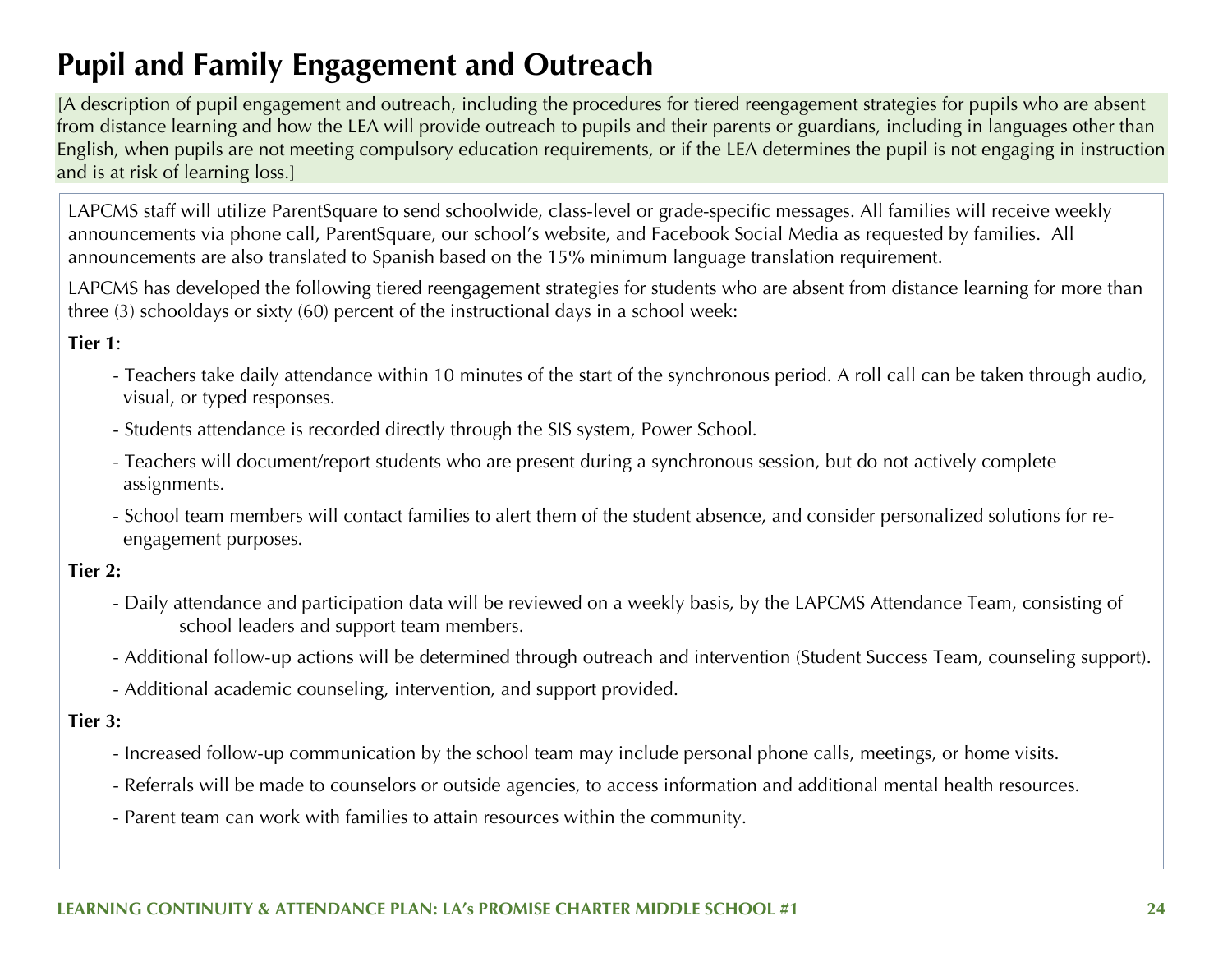## Pupil and Family Engagement and Outreach

[A description of pupil engagement and outreach, including the procedures for tiered reengagement strategies for pupils who are absent from distance learning and how the LEA will provide outreach to pupils and their parents or guardians, including in languages other than English, when pupils are not meeting compulsory education requirements, or if the LEA determines the pupil is not engaging in instruction and is at risk of learning loss.]

LAPCMS staff will utilize ParentSquare to send schoolwide, class-level or grade-specific messages. All families will receive weekly announcements via phone call, ParentSquare, our school's website, and Facebook Social Media as requested by families. All announcements are also translated to Spanish based on the 15% minimum language translation requirement.

LAPCMS has developed the following tiered reengagement strategies for students who are absent from distance learning for more than three (3) schooldays or sixty (60) percent of the instructional days in a school week:

**Tier 1**:

- Teachers take daily attendance within 10 minutes of the start of the synchronous period. A roll call can be taken through audio, visual, or typed responses.
- Students attendance is recorded directly through the SIS system, Power School.
- Teachers will document/report students who are present during a synchronous session, but do not actively complete assignments.
- School team members will contact families to alert them of the student absence, and consider personalized solutions for re-engagement purposes.

**Tier 2:**

- Daily attendance and participation data will be reviewed on a weekly basis, by the LAPCMS Attendance Team, consisting of school leaders and support team members.
- Additional follow-up actions will be determined through outreach and intervention (Student Success Team, counseling support).
- Additional academic counseling, intervention, and support provided.

**Tier 3:**

- Increased follow-up communication by the school team may include personal phone calls, meetings, or home visits.
- Referrals will be made to counselors or outside agencies, to access information and additional mental health resources.
- Parent team can work with families to attain resources within the community.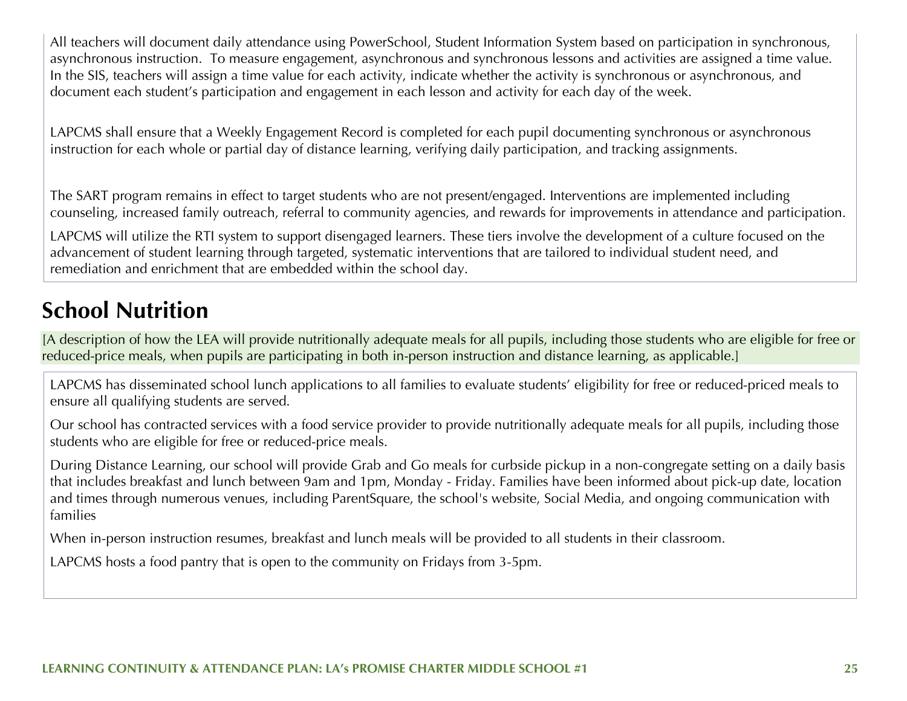All teachers will document daily attendance using PowerSchool, Student Information System based on participation in synchronous, asynchronous instruction. To measure engagement, asynchronous and synchronous lessons and activities are assigned a time value. In the SIS, teachers will assign a time value for each activity, indicate whether the activity is synchronous or asynchronous, and document each student's participation and engagement in each lesson and activity for each day of the week.

LAPCMS shall ensure that a Weekly Engagement Record is completed for each pupil documenting synchronous or asynchronous instruction for each whole or partial day of distance learning, verifying daily participation, and tracking assignments.

The SART program remains in effect to target students who are not present/engaged. Interventions are implemented including counseling, increased family outreach, referral to community agencies, and rewards for improvements in attendance and participation.

LAPCMS will utilize the RTI system to support disengaged learners. These tiers involve the development of a culture focused on the advancement of student learning through targeted, systematic interventions that are tailored to individual student need, and remediation and enrichment that are embedded within the school day.

## School Nutrition

[A description of how the LEA will provide nutritionally adequate meals for all pupils, including those students who are eligible for free or reduced-price meals, when pupils are participating in both in-person instruction and distance learning, as applicable.]

LAPCMS has disseminated school lunch applications to all families to evaluate students' eligibility for free or reduced-priced meals to ensure all qualifying students are served.

Our school has contracted services with a food service provider to provide nutritionally adequate meals for all pupils, including those students who are eligible for free or reduced-price meals.

During Distance Learning, our school will provide Grab and Go meals for curbside pickup in a non-congregate setting on a daily basis that includes breakfast and lunch between 9am and 1pm, Monday - Friday. Families have been informed about pick-up date, location and times through numerous venues, including ParentSquare, the school's website, Social Media, and ongoing communication with families

When in-person instruction resumes, breakfast and lunch meals will be provided to all students in their classroom.

LAPCMS hosts a food pantry that is open to the community on Fridays from 3-5pm.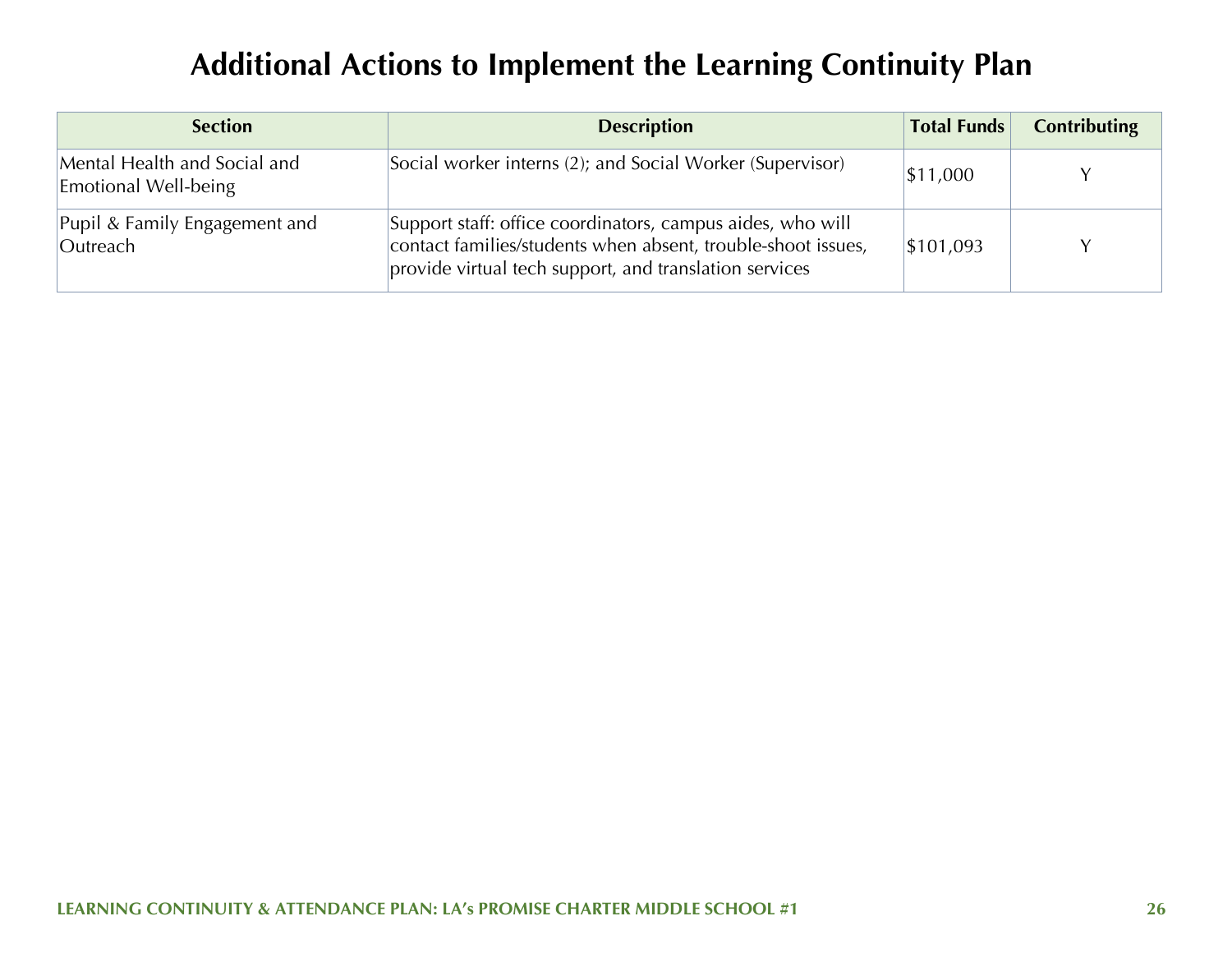# Additional Actions to Implement the Learning Continuity Plan

| Section | Description | Total Funds | Contributing |
| --- | --- | --- | --- |
| Mental Health and Social and Emotional Well-being | Social worker interns (2); and Social Worker (Supervisor) | $11,000 | Y |
| Pupil & Family Engagement and Outreach | Support staff: office coordinators, campus aides, who will contact families/students when absent, trouble-shoot issues, provide virtual tech support, and translation services | $101,093 | Y |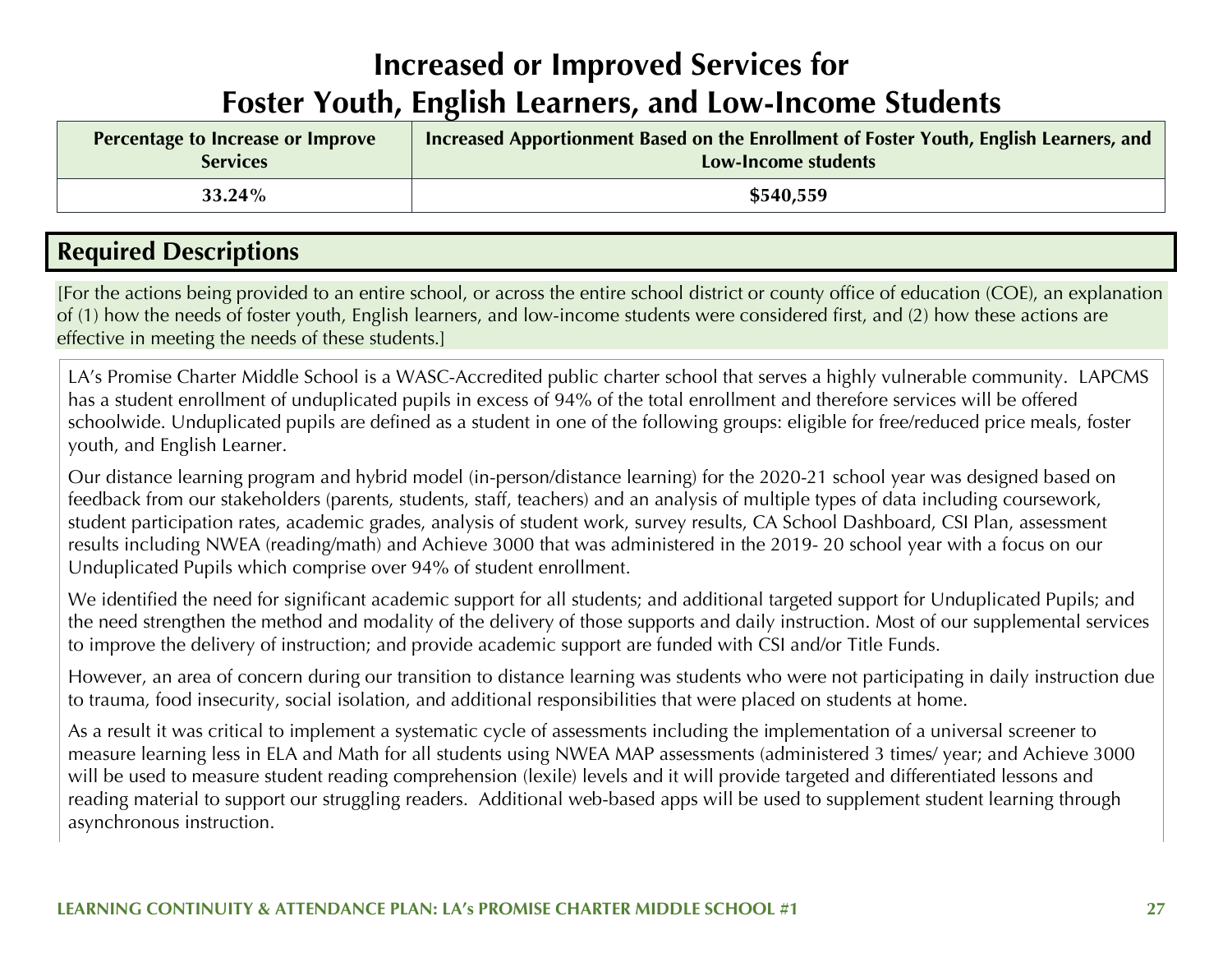# Increased or Improved Services for Foster Youth, English Learners, and Low-Income Students

| Percentage to Increase or Improve Services | Increased Apportionment Based on the Enrollment of Foster Youth, English Learners, and Low-Income students |
|---|---|
| 33.24% | $540,559 |

## Required Descriptions

[For the actions being provided to an entire school, or across the entire school district or county office of education (COE), an explanation of (1) how the needs of foster youth, English learners, and low-income students were considered first, and (2) how these actions are effective in meeting the needs of these students.]

LA's Promise Charter Middle School is a WASC-Accredited public charter school that serves a highly vulnerable community. LAPCMS has a student enrollment of unduplicated pupils in excess of 94% of the total enrollment and therefore services will be offered schoolwide. Unduplicated pupils are defined as a student in one of the following groups: eligible for free/reduced price meals, foster youth, and English Learner.

Our distance learning program and hybrid model (in-person/distance learning) for the 2020-21 school year was designed based on feedback from our stakeholders (parents, students, staff, teachers) and an analysis of multiple types of data including coursework, student participation rates, academic grades, analysis of student work, survey results, CA School Dashboard, CSI Plan, assessment results including NWEA (reading/math) and Achieve 3000 that was administered in the 2019- 20 school year with a focus on our Unduplicated Pupils which comprise over 94% of student enrollment.

We identified the need for significant academic support for all students; and additional targeted support for Unduplicated Pupils; and the need strengthen the method and modality of the delivery of those supports and daily instruction. Most of our supplemental services to improve the delivery of instruction; and provide academic support are funded with CSI and/or Title Funds.

However, an area of concern during our transition to distance learning was students who were not participating in daily instruction due to trauma, food insecurity, social isolation, and additional responsibilities that were placed on students at home.

As a result it was critical to implement a systematic cycle of assessments including the implementation of a universal screener to measure learning less in ELA and Math for all students using NWEA MAP assessments (administered 3 times/ year; and Achieve 3000 will be used to measure student reading comprehension (lexile) levels and it will provide targeted and differentiated lessons and reading material to support our struggling readers. Additional web-based apps will be used to supplement student learning through asynchronous instruction.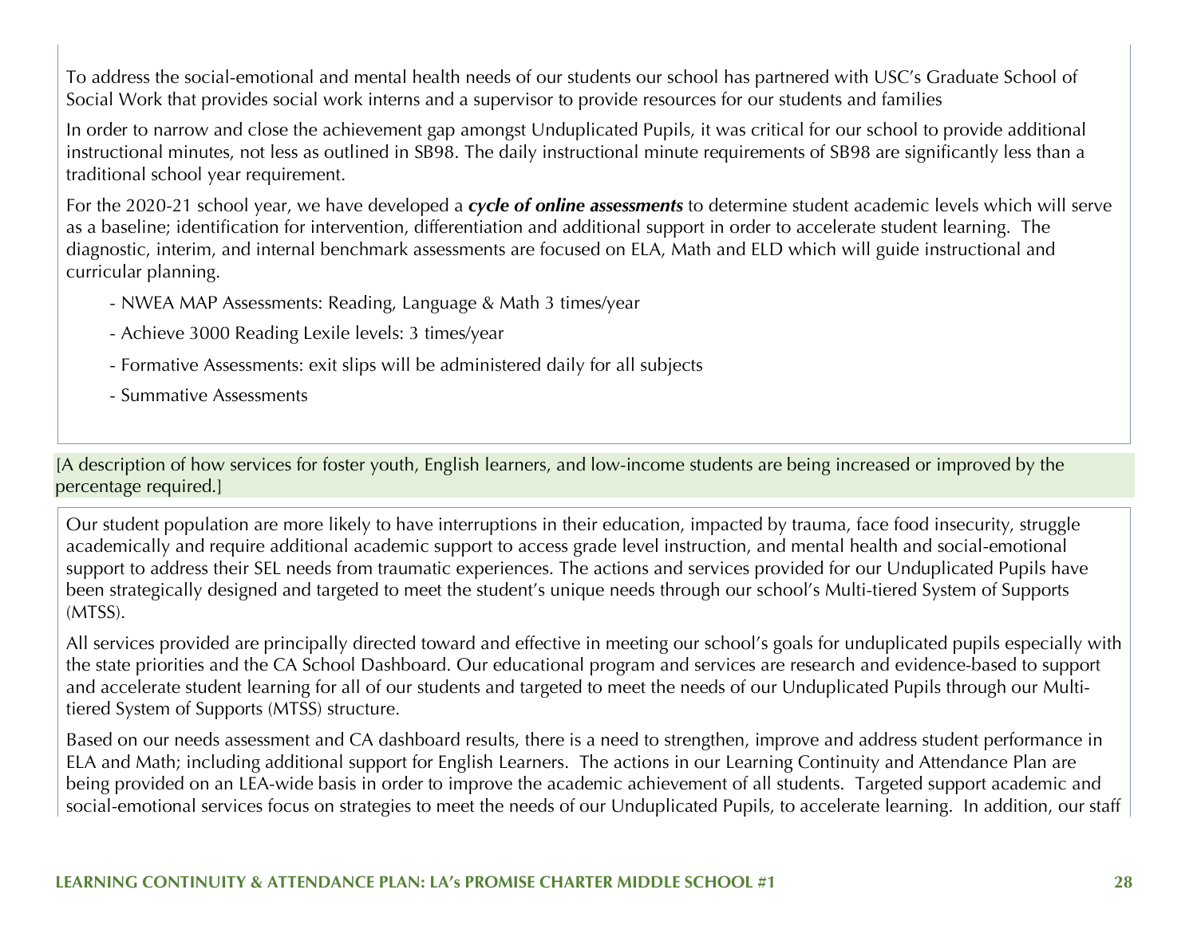To address the social-emotional and mental health needs of our students our school has partnered with USC's Graduate School of Social Work that provides social work interns and a supervisor to provide resources for our students and families

In order to narrow and close the achievement gap amongst Unduplicated Pupils, it was critical for our school to provide additional instructional minutes, not less as outlined in SB98. The daily instructional minute requirements of SB98 are significantly less than a traditional school year requirement.

For the 2020-21 school year, we have developed a ***cycle of online assessments*** to determine student academic levels which will serve as a baseline; identification for intervention, differentiation and additional support in order to accelerate student learning. The diagnostic, interim, and internal benchmark assessments are focused on ELA, Math and ELD which will guide instructional and curricular planning.

- NWEA MAP Assessments: Reading, Language & Math 3 times/year
- Achieve 3000 Reading Lexile levels: 3 times/year
- Formative Assessments: exit slips will be administered daily for all subjects
- Summative Assessments

[A description of how services for foster youth, English learners, and low-income students are being increased or improved by the percentage required.]

Our student population are more likely to have interruptions in their education, impacted by trauma, face food insecurity, struggle academically and require additional academic support to access grade level instruction, and mental health and social-emotional support to address their SEL needs from traumatic experiences. The actions and services provided for our Unduplicated Pupils have been strategically designed and targeted to meet the student's unique needs through our school's Multi-tiered System of Supports (MTSS).

All services provided are principally directed toward and effective in meeting our school's goals for unduplicated pupils especially with the state priorities and the CA School Dashboard. Our educational program and services are research and evidence-based to support and accelerate student learning for all of our students and targeted to meet the needs of our Unduplicated Pupils through our Multi-tiered System of Supports (MTSS) structure.

Based on our needs assessment and CA dashboard results, there is a need to strengthen, improve and address student performance in ELA and Math; including additional support for English Learners. The actions in our Learning Continuity and Attendance Plan are being provided on an LEA-wide basis in order to improve the academic achievement of all students. Targeted support academic and social-emotional services focus on strategies to meet the needs of our Unduplicated Pupils, to accelerate learning. In addition, our staff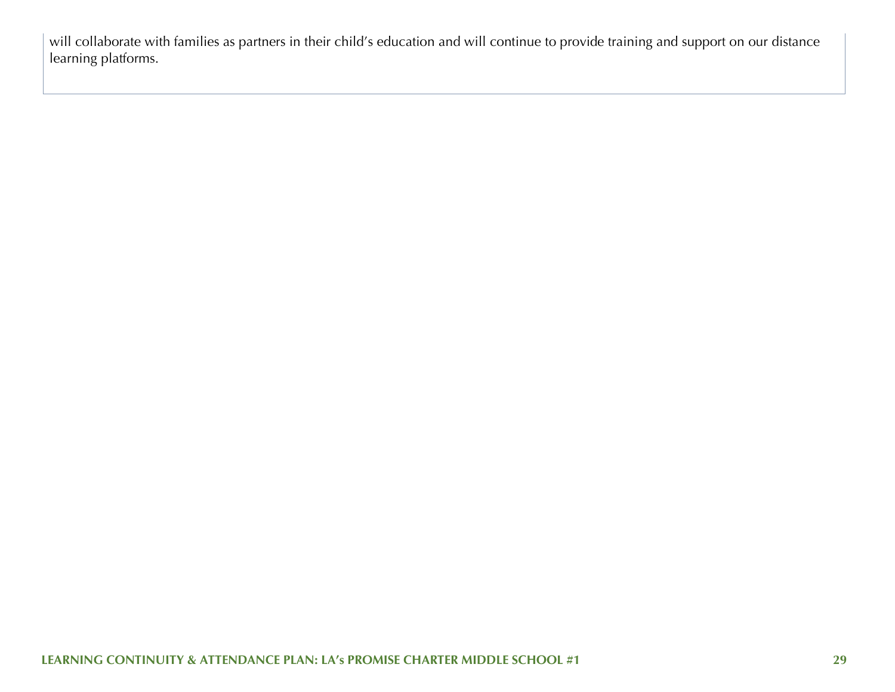will collaborate with families as partners in their child's education and will continue to provide training and support on our distance learning platforms.